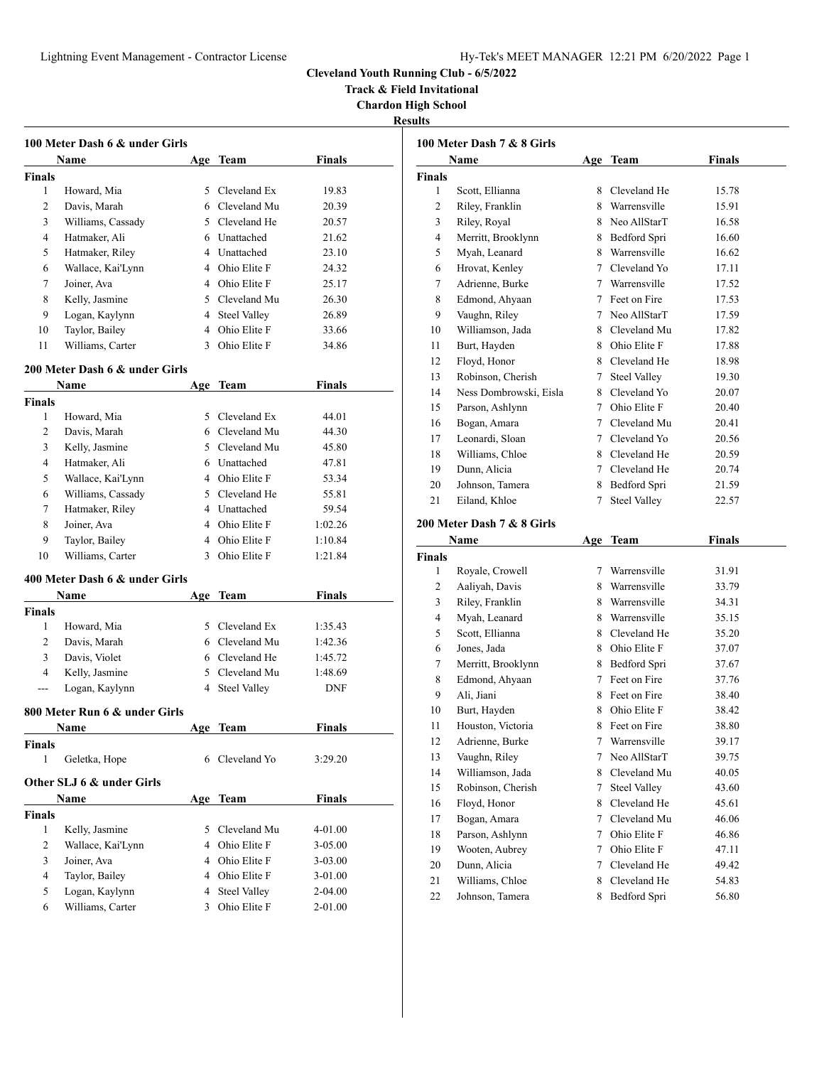**Cleveland Youth Running Club - 6/5/2022**

**Track & Field Invitational**

**Chardon High School**

**Results**

### 100 Meter Dash 6 & under Girls

| | Name | Age | Team | Finals |
|---|---|---|---|---|
| **Finals** | | | | |
| 1 | Howard, Mia | 5 | Cleveland Ex | 19.83 |
| 2 | Davis, Marah | 6 | Cleveland Mu | 20.39 |
| 3 | Williams, Cassady | 5 | Cleveland He | 20.57 |
| 4 | Hatmaker, Ali | 6 | Unattached | 21.62 |
| 5 | Hatmaker, Riley | 4 | Unattached | 23.10 |
| 6 | Wallace, Kai'Lynn | 4 | Ohio Elite F | 24.32 |
| 7 | Joiner, Ava | 4 | Ohio Elite F | 25.17 |
| 8 | Kelly, Jasmine | 5 | Cleveland Mu | 26.30 |
| 9 | Logan, Kaylynn | 4 | Steel Valley | 26.89 |
| 10 | Taylor, Bailey | 4 | Ohio Elite F | 33.66 |
| 11 | Williams, Carter | 3 | Ohio Elite F | 34.86 |

### 200 Meter Dash 6 & under Girls

| | Name | Age | Team | Finals |
|---|---|---|---|---|
| **Finals** | | | | |
| 1 | Howard, Mia | 5 | Cleveland Ex | 44.01 |
| 2 | Davis, Marah | 6 | Cleveland Mu | 44.30 |
| 3 | Kelly, Jasmine | 5 | Cleveland Mu | 45.80 |
| 4 | Hatmaker, Ali | 6 | Unattached | 47.81 |
| 5 | Wallace, Kai'Lynn | 4 | Ohio Elite F | 53.34 |
| 6 | Williams, Cassady | 5 | Cleveland He | 55.81 |
| 7 | Hatmaker, Riley | 4 | Unattached | 59.54 |
| 8 | Joiner, Ava | 4 | Ohio Elite F | 1:02.26 |
| 9 | Taylor, Bailey | 4 | Ohio Elite F | 1:10.84 |
| 10 | Williams, Carter | 3 | Ohio Elite F | 1:21.84 |

### 400 Meter Dash 6 & under Girls

| | Name | Age | Team | Finals |
|---|---|---|---|---|
| **Finals** | | | | |
| 1 | Howard, Mia | 5 | Cleveland Ex | 1:35.43 |
| 2 | Davis, Marah | 6 | Cleveland Mu | 1:42.36 |
| 3 | Davis, Violet | 6 | Cleveland He | 1:45.72 |
| 4 | Kelly, Jasmine | 5 | Cleveland Mu | 1:48.69 |
| --- | Logan, Kaylynn | 4 | Steel Valley | DNF |

### 800 Meter Run 6 & under Girls

| | Name | Age | Team | Finals |
|---|---|---|---|---|
| **Finals** | | | | |
| 1 | Geletka, Hope | 6 | Cleveland Yo | 3:29.20 |

### Other SLJ 6 & under Girls

| | Name | Age | Team | Finals |
|---|---|---|---|---|
| **Finals** | | | | |
| 1 | Kelly, Jasmine | 5 | Cleveland Mu | 4-01.00 |
| 2 | Wallace, Kai'Lynn | 4 | Ohio Elite F | 3-05.00 |
| 3 | Joiner, Ava | 4 | Ohio Elite F | 3-03.00 |
| 4 | Taylor, Bailey | 4 | Ohio Elite F | 3-01.00 |
| 5 | Logan, Kaylynn | 4 | Steel Valley | 2-04.00 |
| 6 | Williams, Carter | 3 | Ohio Elite F | 2-01.00 |

### 100 Meter Dash 7 & 8 Girls

| | Name | Age | Team | Finals |
|---|---|---|---|---|
| **Finals** | | | | |
| 1 | Scott, Ellianna | 8 | Cleveland He | 15.78 |
| 2 | Riley, Franklin | 8 | Warrensville | 15.91 |
| 3 | Riley, Royal | 8 | Neo AllStarT | 16.58 |
| 4 | Merritt, Brooklynn | 8 | Bedford Spri | 16.60 |
| 5 | Myah, Leanard | 8 | Warrensville | 16.62 |
| 6 | Hrovat, Kenley | 7 | Cleveland Yo | 17.11 |
| 7 | Adrienne, Burke | 7 | Warrensville | 17.52 |
| 8 | Edmond, Ahyaan | 7 | Feet on Fire | 17.53 |
| 9 | Vaughn, Riley | 7 | Neo AllStarT | 17.59 |
| 10 | Williamson, Jada | 8 | Cleveland Mu | 17.82 |
| 11 | Burt, Hayden | 8 | Ohio Elite F | 17.88 |
| 12 | Floyd, Honor | 8 | Cleveland He | 18.98 |
| 13 | Robinson, Cherish | 7 | Steel Valley | 19.30 |
| 14 | Ness Dombrowski, Eisla | 8 | Cleveland Yo | 20.07 |
| 15 | Parson, Ashlynn | 7 | Ohio Elite F | 20.40 |
| 16 | Bogan, Amara | 7 | Cleveland Mu | 20.41 |
| 17 | Leonardi, Sloan | 7 | Cleveland Yo | 20.56 |
| 18 | Williams, Chloe | 8 | Cleveland He | 20.59 |
| 19 | Dunn, Alicia | 7 | Cleveland He | 20.74 |
| 20 | Johnson, Tamera | 8 | Bedford Spri | 21.59 |
| 21 | Eiland, Khloe | 7 | Steel Valley | 22.57 |

### 200 Meter Dash 7 & 8 Girls

| | Name | Age | Team | Finals |
|---|---|---|---|---|
| **Finals** | | | | |
| 1 | Royale, Crowell | 7 | Warrensville | 31.91 |
| 2 | Aaliyah, Davis | 8 | Warrensville | 33.79 |
| 3 | Riley, Franklin | 8 | Warrensville | 34.31 |
| 4 | Myah, Leanard | 8 | Warrensville | 35.15 |
| 5 | Scott, Ellianna | 8 | Cleveland He | 35.20 |
| 6 | Jones, Jada | 8 | Ohio Elite F | 37.07 |
| 7 | Merritt, Brooklynn | 8 | Bedford Spri | 37.67 |
| 8 | Edmond, Ahyaan | 7 | Feet on Fire | 37.76 |
| 9 | Ali, Jiani | 8 | Feet on Fire | 38.40 |
| 10 | Burt, Hayden | 8 | Ohio Elite F | 38.42 |
| 11 | Houston, Victoria | 8 | Feet on Fire | 38.80 |
| 12 | Adrienne, Burke | 7 | Warrensville | 39.17 |
| 13 | Vaughn, Riley | 7 | Neo AllStarT | 39.75 |
| 14 | Williamson, Jada | 8 | Cleveland Mu | 40.05 |
| 15 | Robinson, Cherish | 7 | Steel Valley | 43.60 |
| 16 | Floyd, Honor | 8 | Cleveland He | 45.61 |
| 17 | Bogan, Amara | 7 | Cleveland Mu | 46.06 |
| 18 | Parson, Ashlynn | 7 | Ohio Elite F | 46.86 |
| 19 | Wooten, Aubrey | 7 | Ohio Elite F | 47.11 |
| 20 | Dunn, Alicia | 7 | Cleveland He | 49.42 |
| 21 | Williams, Chloe | 8 | Cleveland He | 54.83 |
| 22 | Johnson, Tamera | 8 | Bedford Spri | 56.80 |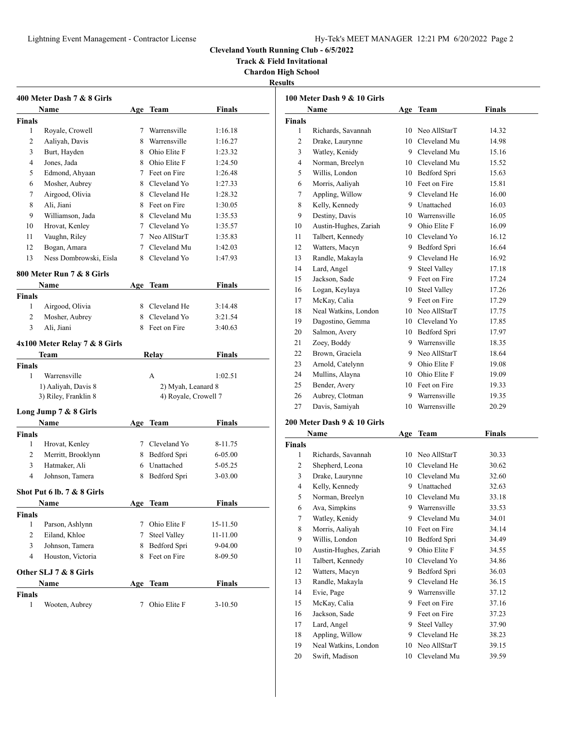**Cleveland Youth Running Club - 6/5/2022**

**Track & Field Invitational**

**Chardon High School**

**Results**

### 400 Meter Dash 7 & 8 Girls

| | Name | Age | Team | Finals |
|---|---|---|---|---|
| **Finals** | | | | |
| 1 | Royale, Crowell | 7 | Warrensville | 1:16.18 |
| 2 | Aaliyah, Davis | 8 | Warrensville | 1:16.27 |
| 3 | Burt, Hayden | 8 | Ohio Elite F | 1:23.32 |
| 4 | Jones, Jada | 8 | Ohio Elite F | 1:24.50 |
| 5 | Edmond, Ahyaan | 7 | Feet on Fire | 1:26.48 |
| 6 | Mosher, Aubrey | 8 | Cleveland Yo | 1:27.33 |
| 7 | Airgood, Olivia | 8 | Cleveland He | 1:28.32 |
| 8 | Ali, Jiani | 8 | Feet on Fire | 1:30.05 |
| 9 | Williamson, Jada | 8 | Cleveland Mu | 1:35.53 |
| 10 | Hrovat, Kenley | 7 | Cleveland Yo | 1:35.57 |
| 11 | Vaughn, Riley | 7 | Neo AllStarT | 1:35.83 |
| 12 | Bogan, Amara | 7 | Cleveland Mu | 1:42.03 |
| 13 | Ness Dombrowski, Eisla | 8 | Cleveland Yo | 1:47.93 |

### 800 Meter Run 7 & 8 Girls

| | Name | Age | Team | Finals |
|---|---|---|---|---|
| **Finals** | | | | |
| 1 | Airgood, Olivia | 8 | Cleveland He | 3:14.48 |
| 2 | Mosher, Aubrey | 8 | Cleveland Yo | 3:21.54 |
| 3 | Ali, Jiani | 8 | Feet on Fire | 3:40.63 |

### 4x100 Meter Relay 7 & 8 Girls

| | Team | Relay | Finals |
|---|---|---|---|
| **Finals** | | | |
| 1 | Warrensville | A | 1:02.51 |
| | 1) Aaliyah, Davis 8 | 2) Myah, Leanard 8 | |
| | 3) Riley, Franklin 8 | 4) Royale, Crowell 7 | |

### Long Jump 7 & 8 Girls

| | Name | Age | Team | Finals |
|---|---|---|---|---|
| **Finals** | | | | |
| 1 | Hrovat, Kenley | 7 | Cleveland Yo | 8-11.75 |
| 2 | Merritt, Brooklynn | 8 | Bedford Spri | 6-05.00 |
| 3 | Hatmaker, Ali | 6 | Unattached | 5-05.25 |
| 4 | Johnson, Tamera | 8 | Bedford Spri | 3-03.00 |

### Shot Put 6 lb. 7 & 8 Girls

| | Name | Age | Team | Finals |
|---|---|---|---|---|
| **Finals** | | | | |
| 1 | Parson, Ashlynn | 7 | Ohio Elite F | 15-11.50 |
| 2 | Eiland, Khloe | 7 | Steel Valley | 11-11.00 |
| 3 | Johnson, Tamera | 8 | Bedford Spri | 9-04.00 |
| 4 | Houston, Victoria | 8 | Feet on Fire | 8-09.50 |

### Other SLJ 7 & 8 Girls

| | Name | Age | Team | Finals |
|---|---|---|---|---|
| **Finals** | | | | |
| 1 | Wooten, Aubrey | 7 | Ohio Elite F | 3-10.50 |

### 100 Meter Dash 9 & 10 Girls

| | Name | Age | Team | Finals |
|---|---|---|---|---|
| **Finals** | | | | |
| 1 | Richards, Savannah | 10 | Neo AllStarT | 14.32 |
| 2 | Drake, Laurynne | 10 | Cleveland Mu | 14.98 |
| 3 | Watley, Kenidy | 9 | Cleveland Mu | 15.16 |
| 4 | Norman, Breelyn | 10 | Cleveland Mu | 15.52 |
| 5 | Willis, London | 10 | Bedford Spri | 15.63 |
| 6 | Morris, Aaliyah | 10 | Feet on Fire | 15.81 |
| 7 | Appling, Willow | 9 | Cleveland He | 16.00 |
| 8 | Kelly, Kennedy | 9 | Unattached | 16.03 |
| 9 | Destiny, Davis | 10 | Warrensville | 16.05 |
| 10 | Austin-Hughes, Zariah | 9 | Ohio Elite F | 16.09 |
| 11 | Talbert, Kennedy | 10 | Cleveland Yo | 16.12 |
| 12 | Watters, Macyn | 9 | Bedford Spri | 16.64 |
| 13 | Randle, Makayla | 9 | Cleveland He | 16.92 |
| 14 | Lard, Angel | 9 | Steel Valley | 17.18 |
| 15 | Jackson, Sade | 9 | Feet on Fire | 17.24 |
| 16 | Logan, Keylaya | 10 | Steel Valley | 17.26 |
| 17 | McKay, Calia | 9 | Feet on Fire | 17.29 |
| 18 | Neal Watkins, London | 10 | Neo AllStarT | 17.75 |
| 19 | Dagostino, Gemma | 10 | Cleveland Yo | 17.85 |
| 20 | Salmon, Avery | 10 | Bedford Spri | 17.97 |
| 21 | Zoey, Boddy | 9 | Warrensville | 18.35 |
| 22 | Brown, Graciela | 9 | Neo AllStarT | 18.64 |
| 23 | Arnold, Catelynn | 9 | Ohio Elite F | 19.08 |
| 24 | Mullins, Alayna | 10 | Ohio Elite F | 19.09 |
| 25 | Bender, Avery | 10 | Feet on Fire | 19.33 |
| 26 | Aubrey, Clotman | 9 | Warrensville | 19.35 |
| 27 | Davis, Samiyah | 10 | Warrensville | 20.29 |

### 200 Meter Dash 9 & 10 Girls

| | Name | Age | Team | Finals |
|---|---|---|---|---|
| **Finals** | | | | |
| 1 | Richards, Savannah | 10 | Neo AllStarT | 30.33 |
| 2 | Shepherd, Leona | 10 | Cleveland He | 30.62 |
| 3 | Drake, Laurynne | 10 | Cleveland Mu | 32.60 |
| 4 | Kelly, Kennedy | 9 | Unattached | 32.63 |
| 5 | Norman, Breelyn | 10 | Cleveland Mu | 33.18 |
| 6 | Ava, Simpkins | 9 | Warrensville | 33.53 |
| 7 | Watley, Kenidy | 9 | Cleveland Mu | 34.01 |
| 8 | Morris, Aaliyah | 10 | Feet on Fire | 34.14 |
| 9 | Willis, London | 10 | Bedford Spri | 34.49 |
| 10 | Austin-Hughes, Zariah | 9 | Ohio Elite F | 34.55 |
| 11 | Talbert, Kennedy | 10 | Cleveland Yo | 34.86 |
| 12 | Watters, Macyn | 9 | Bedford Spri | 36.03 |
| 13 | Randle, Makayla | 9 | Cleveland He | 36.15 |
| 14 | Evie, Page | 9 | Warrensville | 37.12 |
| 15 | McKay, Calia | 9 | Feet on Fire | 37.16 |
| 16 | Jackson, Sade | 9 | Feet on Fire | 37.23 |
| 17 | Lard, Angel | 9 | Steel Valley | 37.90 |
| 18 | Appling, Willow | 9 | Cleveland He | 38.23 |
| 19 | Neal Watkins, London | 10 | Neo AllStarT | 39.15 |
| 20 | Swift, Madison | 10 | Cleveland Mu | 39.59 |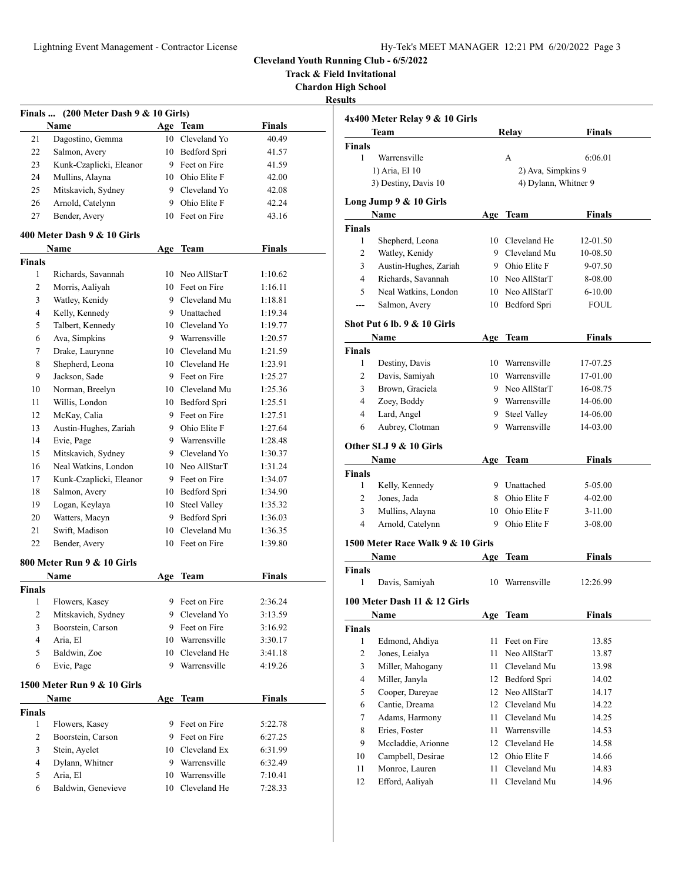Cleveland Youth Running Club - 6/5/2022

Track & Field Invitational

Chardon High School

Results

### Finals ... (200 Meter Dash 9 & 10 Girls)

| | Name | Age | Team | Finals |
|---|---|---|---|---|
| 21 | Dagostino, Gemma | 10 | Cleveland Yo | 40.49 |
| 22 | Salmon, Avery | 10 | Bedford Spri | 41.57 |
| 23 | Kunk-Czaplicki, Eleanor | 9 | Feet on Fire | 41.59 |
| 24 | Mullins, Alayna | 10 | Ohio Elite F | 42.00 |
| 25 | Mitskavich, Sydney | 9 | Cleveland Yo | 42.08 |
| 26 | Arnold, Catelynn | 9 | Ohio Elite F | 42.24 |
| 27 | Bender, Avery | 10 | Feet on Fire | 43.16 |

### 400 Meter Dash 9 & 10 Girls

| | Name | Age | Team | Finals |
|---|---|---|---|---|
| **Finals** | | | | |
| 1 | Richards, Savannah | 10 | Neo AllStarT | 1:10.62 |
| 2 | Morris, Aaliyah | 10 | Feet on Fire | 1:16.11 |
| 3 | Watley, Kenidy | 9 | Cleveland Mu | 1:18.81 |
| 4 | Kelly, Kennedy | 9 | Unattached | 1:19.34 |
| 5 | Talbert, Kennedy | 10 | Cleveland Yo | 1:19.77 |
| 6 | Ava, Simpkins | 9 | Warrensville | 1:20.57 |
| 7 | Drake, Laurynne | 10 | Cleveland Mu | 1:21.59 |
| 8 | Shepherd, Leona | 10 | Cleveland He | 1:23.91 |
| 9 | Jackson, Sade | 9 | Feet on Fire | 1:25.27 |
| 10 | Norman, Breelyn | 10 | Cleveland Mu | 1:25.36 |
| 11 | Willis, London | 10 | Bedford Spri | 1:25.51 |
| 12 | McKay, Calia | 9 | Feet on Fire | 1:27.51 |
| 13 | Austin-Hughes, Zariah | 9 | Ohio Elite F | 1:27.64 |
| 14 | Evie, Page | 9 | Warrensville | 1:28.48 |
| 15 | Mitskavich, Sydney | 9 | Cleveland Yo | 1:30.37 |
| 16 | Neal Watkins, London | 10 | Neo AllStarT | 1:31.24 |
| 17 | Kunk-Czaplicki, Eleanor | 9 | Feet on Fire | 1:34.07 |
| 18 | Salmon, Avery | 10 | Bedford Spri | 1:34.90 |
| 19 | Logan, Keylaya | 10 | Steel Valley | 1:35.32 |
| 20 | Watters, Macyn | 9 | Bedford Spri | 1:36.03 |
| 21 | Swift, Madison | 10 | Cleveland Mu | 1:36.35 |
| 22 | Bender, Avery | 10 | Feet on Fire | 1:39.80 |

### 800 Meter Run 9 & 10 Girls

| | Name | Age | Team | Finals |
|---|---|---|---|---|
| **Finals** | | | | |
| 1 | Flowers, Kasey | 9 | Feet on Fire | 2:36.24 |
| 2 | Mitskavich, Sydney | 9 | Cleveland Yo | 3:13.59 |
| 3 | Boorstein, Carson | 9 | Feet on Fire | 3:16.92 |
| 4 | Aria, El | 10 | Warrensville | 3:30.17 |
| 5 | Baldwin, Zoe | 10 | Cleveland He | 3:41.18 |
| 6 | Evie, Page | 9 | Warrensville | 4:19.26 |

### 1500 Meter Run 9 & 10 Girls

| | Name | Age | Team | Finals |
|---|---|---|---|---|
| **Finals** | | | | |
| 1 | Flowers, Kasey | 9 | Feet on Fire | 5:22.78 |
| 2 | Boorstein, Carson | 9 | Feet on Fire | 6:27.25 |
| 3 | Stein, Ayelet | 10 | Cleveland Ex | 6:31.99 |
| 4 | Dylann, Whitner | 9 | Warrensville | 6:32.49 |
| 5 | Aria, El | 10 | Warrensville | 7:10.41 |
| 6 | Baldwin, Genevieve | 10 | Cleveland He | 7:28.33 |

### 4x400 Meter Relay 9 & 10 Girls

| | Team | Relay | Finals |
|---|---|---|---|
| **Finals** | | | |
| 1 | Warrensville | A | 6:06.01 |
| | 1) Aria, El 10 | 2) Ava, Simpkins 9 | |
| | 3) Destiny, Davis 10 | 4) Dylann, Whitner 9 | |

### Long Jump 9 & 10 Girls

| | Name | Age | Team | Finals |
|---|---|---|---|---|
| **Finals** | | | | |
| 1 | Shepherd, Leona | 10 | Cleveland He | 12-01.50 |
| 2 | Watley, Kenidy | 9 | Cleveland Mu | 10-08.50 |
| 3 | Austin-Hughes, Zariah | 9 | Ohio Elite F | 9-07.50 |
| 4 | Richards, Savannah | 10 | Neo AllStarT | 8-08.00 |
| 5 | Neal Watkins, London | 10 | Neo AllStarT | 6-10.00 |
| --- | Salmon, Avery | 10 | Bedford Spri | FOUL |

### Shot Put 6 lb. 9 & 10 Girls

| | Name | Age | Team | Finals |
|---|---|---|---|---|
| **Finals** | | | | |
| 1 | Destiny, Davis | 10 | Warrensville | 17-07.25 |
| 2 | Davis, Samiyah | 10 | Warrensville | 17-01.00 |
| 3 | Brown, Graciela | 9 | Neo AllStarT | 16-08.75 |
| 4 | Zoey, Boddy | 9 | Warrensville | 14-06.00 |
| 4 | Lard, Angel | 9 | Steel Valley | 14-06.00 |
| 6 | Aubrey, Clotman | 9 | Warrensville | 14-03.00 |

### Other SLJ 9 & 10 Girls

| | Name | Age | Team | Finals |
|---|---|---|---|---|
| **Finals** | | | | |
| 1 | Kelly, Kennedy | 9 | Unattached | 5-05.00 |
| 2 | Jones, Jada | 8 | Ohio Elite F | 4-02.00 |
| 3 | Mullins, Alayna | 10 | Ohio Elite F | 3-11.00 |
| 4 | Arnold, Catelynn | 9 | Ohio Elite F | 3-08.00 |

### 1500 Meter Race Walk 9 & 10 Girls

| | Name | Age | Team | Finals |
|---|---|---|---|---|
| **Finals** | | | | |
| 1 | Davis, Samiyah | 10 | Warrensville | 12:26.99 |

### 100 Meter Dash 11 & 12 Girls

| | Name | Age | Team | Finals |
|---|---|---|---|---|
| **Finals** | | | | |
| 1 | Edmond, Ahdiya | 11 | Feet on Fire | 13.85 |
| 2 | Jones, Leialya | 11 | Neo AllStarT | 13.87 |
| 3 | Miller, Mahogany | 11 | Cleveland Mu | 13.98 |
| 4 | Miller, Janyla | 12 | Bedford Spri | 14.02 |
| 5 | Cooper, Dareyae | 12 | Neo AllStarT | 14.17 |
| 6 | Cantie, Dreama | 12 | Cleveland Mu | 14.22 |
| 7 | Adams, Harmony | 11 | Cleveland Mu | 14.25 |
| 8 | Eries, Foster | 11 | Warrensville | 14.53 |
| 9 | Mccladdie, Arionne | 12 | Cleveland He | 14.58 |
| 10 | Campbell, Desirae | 12 | Ohio Elite F | 14.66 |
| 11 | Monroe, Lauren | 11 | Cleveland Mu | 14.83 |
| 12 | Efford, Aaliyah | 11 | Cleveland Mu | 14.96 |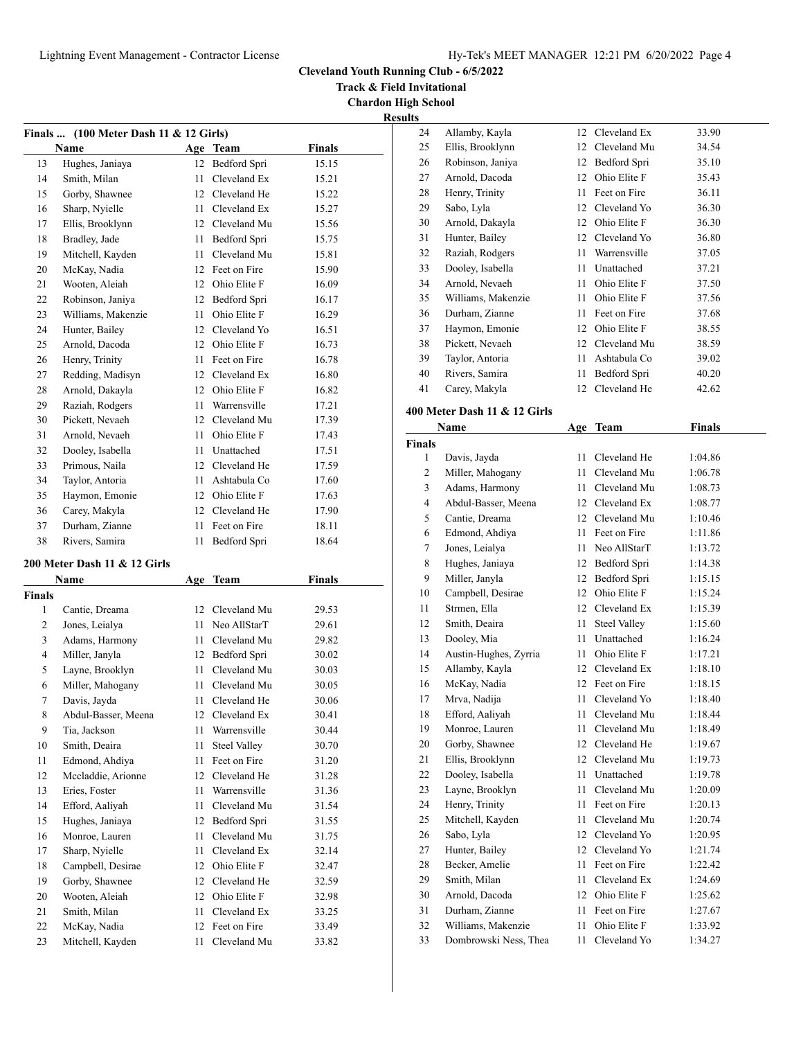Cleveland Youth Running Club - 6/5/2022

Track & Field Invitational

Chardon High School

Results

### Finals ... (100 Meter Dash 11 & 12 Girls)

| | Name | Age | Team | Finals |
|---|---|---|---|---|
| 13 | Hughes, Janiaya | 12 | Bedford Spri | 15.15 |
| 14 | Smith, Milan | 11 | Cleveland Ex | 15.21 |
| 15 | Gorby, Shawnee | 12 | Cleveland He | 15.22 |
| 16 | Sharp, Nyielle | 11 | Cleveland Ex | 15.27 |
| 17 | Ellis, Brooklynn | 12 | Cleveland Mu | 15.56 |
| 18 | Bradley, Jade | 11 | Bedford Spri | 15.75 |
| 19 | Mitchell, Kayden | 11 | Cleveland Mu | 15.81 |
| 20 | McKay, Nadia | 12 | Feet on Fire | 15.90 |
| 21 | Wooten, Aleiah | 12 | Ohio Elite F | 16.09 |
| 22 | Robinson, Janiya | 12 | Bedford Spri | 16.17 |
| 23 | Williams, Makenzie | 11 | Ohio Elite F | 16.29 |
| 24 | Hunter, Bailey | 12 | Cleveland Yo | 16.51 |
| 25 | Arnold, Dacoda | 12 | Ohio Elite F | 16.73 |
| 26 | Henry, Trinity | 11 | Feet on Fire | 16.78 |
| 27 | Redding, Madisyn | 12 | Cleveland Ex | 16.80 |
| 28 | Arnold, Dakayla | 12 | Ohio Elite F | 16.82 |
| 29 | Raziah, Rodgers | 11 | Warrensville | 17.21 |
| 30 | Pickett, Nevaeh | 12 | Cleveland Mu | 17.39 |
| 31 | Arnold, Nevaeh | 11 | Ohio Elite F | 17.43 |
| 32 | Dooley, Isabella | 11 | Unattached | 17.51 |
| 33 | Primous, Naila | 12 | Cleveland He | 17.59 |
| 34 | Taylor, Antoria | 11 | Ashtabula Co | 17.60 |
| 35 | Haymon, Emonie | 12 | Ohio Elite F | 17.63 |
| 36 | Carey, Makyla | 12 | Cleveland He | 17.90 |
| 37 | Durham, Zianne | 11 | Feet on Fire | 18.11 |
| 38 | Rivers, Samira | 11 | Bedford Spri | 18.64 |

### 200 Meter Dash 11 & 12 Girls

| | Name | Age | Team | Finals |
|---|---|---|---|---|
| **Finals** | | | | |
| 1 | Cantie, Dreama | 12 | Cleveland Mu | 29.53 |
| 2 | Jones, Leialya | 11 | Neo AllStarT | 29.61 |
| 3 | Adams, Harmony | 11 | Cleveland Mu | 29.82 |
| 4 | Miller, Janyla | 12 | Bedford Spri | 30.02 |
| 5 | Layne, Brooklyn | 11 | Cleveland Mu | 30.03 |
| 6 | Miller, Mahogany | 11 | Cleveland Mu | 30.05 |
| 7 | Davis, Jayda | 11 | Cleveland He | 30.06 |
| 8 | Abdul-Basser, Meena | 12 | Cleveland Ex | 30.41 |
| 9 | Tia, Jackson | 11 | Warrensville | 30.44 |
| 10 | Smith, Deaira | 11 | Steel Valley | 30.70 |
| 11 | Edmond, Ahdiya | 11 | Feet on Fire | 31.20 |
| 12 | Mccladdie, Arionne | 12 | Cleveland He | 31.28 |
| 13 | Eries, Foster | 11 | Warrensville | 31.36 |
| 14 | Efford, Aaliyah | 11 | Cleveland Mu | 31.54 |
| 15 | Hughes, Janiaya | 12 | Bedford Spri | 31.55 |
| 16 | Monroe, Lauren | 11 | Cleveland Mu | 31.75 |
| 17 | Sharp, Nyielle | 11 | Cleveland Ex | 32.14 |
| 18 | Campbell, Desirae | 12 | Ohio Elite F | 32.47 |
| 19 | Gorby, Shawnee | 12 | Cleveland He | 32.59 |
| 20 | Wooten, Aleiah | 12 | Ohio Elite F | 32.98 |
| 21 | Smith, Milan | 11 | Cleveland Ex | 33.25 |
| 22 | McKay, Nadia | 12 | Feet on Fire | 33.49 |
| 23 | Mitchell, Kayden | 11 | Cleveland Mu | 33.82 |
| 24 | Allamby, Kayla | 12 | Cleveland Ex | 33.90 |
| 25 | Ellis, Brooklynn | 12 | Cleveland Mu | 34.54 |
| 26 | Robinson, Janiya | 12 | Bedford Spri | 35.10 |
| 27 | Arnold, Dacoda | 12 | Ohio Elite F | 35.43 |
| 28 | Henry, Trinity | 11 | Feet on Fire | 36.11 |
| 29 | Sabo, Lyla | 12 | Cleveland Yo | 36.30 |
| 30 | Arnold, Dakayla | 12 | Ohio Elite F | 36.30 |
| 31 | Hunter, Bailey | 12 | Cleveland Yo | 36.80 |
| 32 | Raziah, Rodgers | 11 | Warrensville | 37.05 |
| 33 | Dooley, Isabella | 11 | Unattached | 37.21 |
| 34 | Arnold, Nevaeh | 11 | Ohio Elite F | 37.50 |
| 35 | Williams, Makenzie | 11 | Ohio Elite F | 37.56 |
| 36 | Durham, Zianne | 11 | Feet on Fire | 37.68 |
| 37 | Haymon, Emonie | 12 | Ohio Elite F | 38.55 |
| 38 | Pickett, Nevaeh | 12 | Cleveland Mu | 38.59 |
| 39 | Taylor, Antoria | 11 | Ashtabula Co | 39.02 |
| 40 | Rivers, Samira | 11 | Bedford Spri | 40.20 |
| 41 | Carey, Makyla | 12 | Cleveland He | 42.62 |

### 400 Meter Dash 11 & 12 Girls

| | Name | Age | Team | Finals |
|---|---|---|---|---|
| **Finals** | | | | |
| 1 | Davis, Jayda | 11 | Cleveland He | 1:04.86 |
| 2 | Miller, Mahogany | 11 | Cleveland Mu | 1:06.78 |
| 3 | Adams, Harmony | 11 | Cleveland Mu | 1:08.73 |
| 4 | Abdul-Basser, Meena | 12 | Cleveland Ex | 1:08.77 |
| 5 | Cantie, Dreama | 12 | Cleveland Mu | 1:10.46 |
| 6 | Edmond, Ahdiya | 11 | Feet on Fire | 1:11.86 |
| 7 | Jones, Leialya | 11 | Neo AllStarT | 1:13.72 |
| 8 | Hughes, Janiaya | 12 | Bedford Spri | 1:14.38 |
| 9 | Miller, Janyla | 12 | Bedford Spri | 1:15.15 |
| 10 | Campbell, Desirae | 12 | Ohio Elite F | 1:15.24 |
| 11 | Strmen, Ella | 12 | Cleveland Ex | 1:15.39 |
| 12 | Smith, Deaira | 11 | Steel Valley | 1:15.60 |
| 13 | Dooley, Mia | 11 | Unattached | 1:16.24 |
| 14 | Austin-Hughes, Zyrria | 11 | Ohio Elite F | 1:17.21 |
| 15 | Allamby, Kayla | 12 | Cleveland Ex | 1:18.10 |
| 16 | McKay, Nadia | 12 | Feet on Fire | 1:18.15 |
| 17 | Mrva, Nadija | 11 | Cleveland Yo | 1:18.40 |
| 18 | Efford, Aaliyah | 11 | Cleveland Mu | 1:18.44 |
| 19 | Monroe, Lauren | 11 | Cleveland Mu | 1:18.49 |
| 20 | Gorby, Shawnee | 12 | Cleveland He | 1:19.67 |
| 21 | Ellis, Brooklynn | 12 | Cleveland Mu | 1:19.73 |
| 22 | Dooley, Isabella | 11 | Unattached | 1:19.78 |
| 23 | Layne, Brooklyn | 11 | Cleveland Mu | 1:20.09 |
| 24 | Henry, Trinity | 11 | Feet on Fire | 1:20.13 |
| 25 | Mitchell, Kayden | 11 | Cleveland Mu | 1:20.74 |
| 26 | Sabo, Lyla | 12 | Cleveland Yo | 1:20.95 |
| 27 | Hunter, Bailey | 12 | Cleveland Yo | 1:21.74 |
| 28 | Becker, Amelie | 11 | Feet on Fire | 1:22.42 |
| 29 | Smith, Milan | 11 | Cleveland Ex | 1:24.69 |
| 30 | Arnold, Dacoda | 12 | Ohio Elite F | 1:25.62 |
| 31 | Durham, Zianne | 11 | Feet on Fire | 1:27.67 |
| 32 | Williams, Makenzie | 11 | Ohio Elite F | 1:33.92 |
| 33 | Dombrowski Ness, Thea | 11 | Cleveland Yo | 1:34.27 |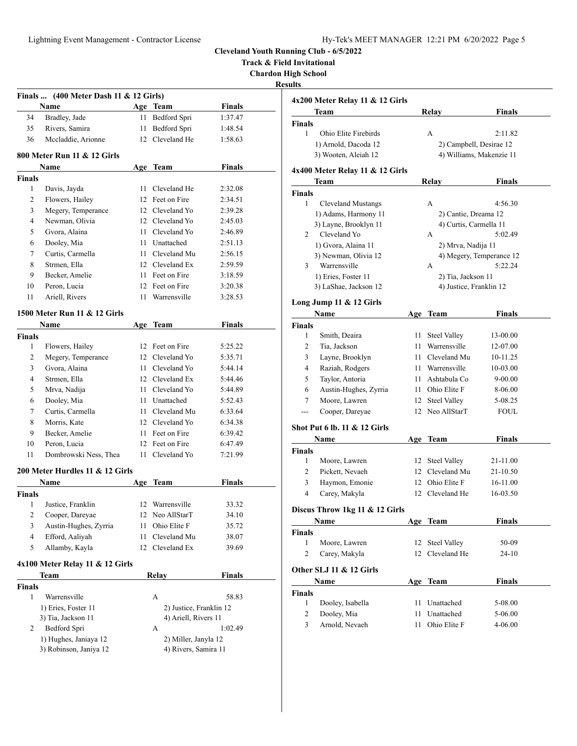# Cleveland Youth Running Club - 6/5/2022

**Track & Field Invitational**

**Chardon High School**

**Results**

### Finals ... (400 Meter Dash 11 & 12 Girls)

| | Name | Age | Team | Finals |
|---|---|---|---|---|
| 34 | Bradley, Jade | 11 | Bedford Spri | 1:37.47 |
| 35 | Rivers, Samira | 11 | Bedford Spri | 1:48.54 |
| 36 | Mccladdie, Arionne | 12 | Cleveland He | 1:58.63 |

### 800 Meter Run 11 & 12 Girls

| | Name | Age | Team | Finals |
|---|---|---|---|---|
| **Finals** | | | | |
| 1 | Davis, Jayda | 11 | Cleveland He | 2:32.08 |
| 2 | Flowers, Hailey | 12 | Feet on Fire | 2:34.51 |
| 3 | Megery, Temperance | 12 | Cleveland Yo | 2:39.28 |
| 4 | Newman, Olivia | 12 | Cleveland Yo | 2:45.03 |
| 5 | Gvora, Alaina | 11 | Cleveland Yo | 2:46.89 |
| 6 | Dooley, Mia | 11 | Unattached | 2:51.13 |
| 7 | Curtis, Carmella | 11 | Cleveland Mu | 2:56.15 |
| 8 | Strmen, Ella | 12 | Cleveland Ex | 2:59.59 |
| 9 | Becker, Amelie | 11 | Feet on Fire | 3:18.59 |
| 10 | Peron, Lucia | 12 | Feet on Fire | 3:20.38 |
| 11 | Ariell, Rivers | 11 | Warrensville | 3:28.53 |

### 1500 Meter Run 11 & 12 Girls

| | Name | Age | Team | Finals |
|---|---|---|---|---|
| **Finals** | | | | |
| 1 | Flowers, Hailey | 12 | Feet on Fire | 5:25.22 |
| 2 | Megery, Temperance | 12 | Cleveland Yo | 5:35.71 |
| 3 | Gvora, Alaina | 11 | Cleveland Yo | 5:44.14 |
| 4 | Strmen, Ella | 12 | Cleveland Ex | 5:44.46 |
| 5 | Mrva, Nadija | 11 | Cleveland Yo | 5:44.89 |
| 6 | Dooley, Mia | 11 | Unattached | 5:52.43 |
| 7 | Curtis, Carmella | 11 | Cleveland Mu | 6:33.64 |
| 8 | Morris, Kate | 12 | Cleveland Yo | 6:34.38 |
| 9 | Becker, Amelie | 11 | Feet on Fire | 6:39.42 |
| 10 | Peron, Lucia | 12 | Feet on Fire | 6:47.49 |
| 11 | Dombrowski Ness, Thea | 11 | Cleveland Yo | 7:21.99 |

### 200 Meter Hurdles 11 & 12 Girls

| | Name | Age | Team | Finals |
|---|---|---|---|---|
| **Finals** | | | | |
| 1 | Justice, Franklin | 12 | Warrensville | 33.32 |
| 2 | Cooper, Dareyae | 12 | Neo AllStarT | 34.10 |
| 3 | Austin-Hughes, Zyrria | 11 | Ohio Elite F | 35.72 |
| 4 | Efford, Aaliyah | 11 | Cleveland Mu | 38.07 |
| 5 | Allamby, Kayla | 12 | Cleveland Ex | 39.69 |

### 4x100 Meter Relay 11 & 12 Girls

| | Team | Relay | Finals |
|---|---|---|---|
| **Finals** | | | |
| 1 | Warrensville | A | 58.83 |
| | 1) Eries, Foster 11 | 2) Justice, Franklin 12 | |
| | 3) Tia, Jackson 11 | 4) Ariell, Rivers 11 | |
| 2 | Bedford Spri | A | 1:02.49 |
| | 1) Hughes, Janiaya 12 | 2) Miller, Janyla 12 | |
| | 3) Robinson, Janiya 12 | 4) Rivers, Samira 11 | |

### 4x200 Meter Relay 11 & 12 Girls

| | Team | Relay | Finals |
|---|---|---|---|
| **Finals** | | | |
| 1 | Ohio Elite Firebirds | A | 2:11.82 |
| | 1) Arnold, Dacoda 12 | 2) Campbell, Desirae 12 | |
| | 3) Wooten, Aleiah 12 | 4) Williams, Makenzie 11 | |

### 4x400 Meter Relay 11 & 12 Girls

| | Team | Relay | Finals |
|---|---|---|---|
| **Finals** | | | |
| 1 | Cleveland Mustangs | A | 4:56.30 |
| | 1) Adams, Harmony 11 | 2) Cantie, Dreama 12 | |
| | 3) Layne, Brooklyn 11 | 4) Curtis, Carmella 11 | |
| 2 | Cleveland Yo | A | 5:02.49 |
| | 1) Gvora, Alaina 11 | 2) Mrva, Nadija 11 | |
| | 3) Newman, Olivia 12 | 4) Megery, Temperance 12 | |
| 3 | Warrensville | A | 5:22.24 |
| | 1) Eries, Foster 11 | 2) Tia, Jackson 11 | |
| | 3) LaShae, Jackson 12 | 4) Justice, Franklin 12 | |

### Long Jump 11 & 12 Girls

| | Name | Age | Team | Finals |
|---|---|---|---|---|
| **Finals** | | | | |
| 1 | Smith, Deaira | 11 | Steel Valley | 13-00.00 |
| 2 | Tia, Jackson | 11 | Warrensville | 12-07.00 |
| 3 | Layne, Brooklyn | 11 | Cleveland Mu | 10-11.25 |
| 4 | Raziah, Rodgers | 11 | Warrensville | 10-03.00 |
| 5 | Taylor, Antoria | 11 | Ashtabula Co | 9-00.00 |
| 6 | Austin-Hughes, Zyrria | 11 | Ohio Elite F | 8-06.00 |
| 7 | Moore, Lawren | 12 | Steel Valley | 5-08.25 |
| --- | Cooper, Dareyae | 12 | Neo AllStarT | FOUL |

### Shot Put 6 lb. 11 & 12 Girls

| | Name | Age | Team | Finals |
|---|---|---|---|---|
| **Finals** | | | | |
| 1 | Moore, Lawren | 12 | Steel Valley | 21-11.00 |
| 2 | Pickett, Nevaeh | 12 | Cleveland Mu | 21-10.50 |
| 3 | Haymon, Emonie | 12 | Ohio Elite F | 16-11.00 |
| 4 | Carey, Makyla | 12 | Cleveland He | 16-03.50 |

### Discus Throw 1kg 11 & 12 Girls

| | Name | Age | Team | Finals |
|---|---|---|---|---|
| **Finals** | | | | |
| 1 | Moore, Lawren | 12 | Steel Valley | 50-09 |
| 2 | Carey, Makyla | 12 | Cleveland He | 24-10 |

### Other SLJ 11 & 12 Girls

| | Name | Age | Team | Finals |
|---|---|---|---|---|
| **Finals** | | | | |
| 1 | Dooley, Isabella | 11 | Unattached | 5-08.00 |
| 2 | Dooley, Mia | 11 | Unattached | 5-06.00 |
| 3 | Arnold, Nevaeh | 11 | Ohio Elite F | 4-06.00 |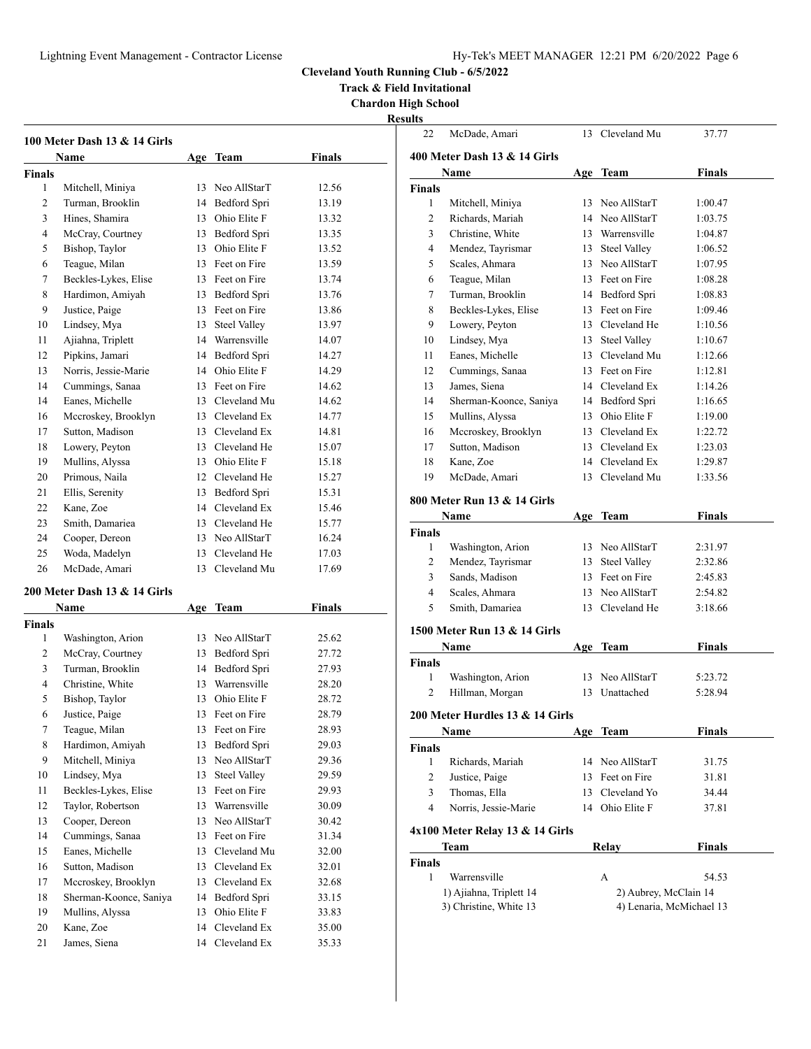**Cleveland Youth Running Club - 6/5/2022**

**Track & Field Invitational**

**Chardon High School**

**Results**

### 100 Meter Dash 13 & 14 Girls

| | Name | Age | Team | Finals |
|---|---|---|---|---|
| **Finals** | | | | |
| 1 | Mitchell, Miniya | 13 | Neo AllStarT | 12.56 |
| 2 | Turman, Brooklin | 14 | Bedford Spri | 13.19 |
| 3 | Hines, Shamira | 13 | Ohio Elite F | 13.32 |
| 4 | McCray, Courtney | 13 | Bedford Spri | 13.35 |
| 5 | Bishop, Taylor | 13 | Ohio Elite F | 13.52 |
| 6 | Teague, Milan | 13 | Feet on Fire | 13.59 |
| 7 | Beckles-Lykes, Elise | 13 | Feet on Fire | 13.74 |
| 8 | Hardimon, Amiyah | 13 | Bedford Spri | 13.76 |
| 9 | Justice, Paige | 13 | Feet on Fire | 13.86 |
| 10 | Lindsey, Mya | 13 | Steel Valley | 13.97 |
| 11 | Ajiahna, Triplett | 14 | Warrensville | 14.07 |
| 12 | Pipkins, Jamari | 14 | Bedford Spri | 14.27 |
| 13 | Norris, Jessie-Marie | 14 | Ohio Elite F | 14.29 |
| 14 | Cummings, Sanaa | 13 | Feet on Fire | 14.62 |
| 14 | Eanes, Michelle | 13 | Cleveland Mu | 14.62 |
| 16 | Mccroskey, Brooklyn | 13 | Cleveland Ex | 14.77 |
| 17 | Sutton, Madison | 13 | Cleveland Ex | 14.81 |
| 18 | Lowery, Peyton | 13 | Cleveland He | 15.07 |
| 19 | Mullins, Alyssa | 13 | Ohio Elite F | 15.18 |
| 20 | Primous, Naila | 12 | Cleveland He | 15.27 |
| 21 | Ellis, Serenity | 13 | Bedford Spri | 15.31 |
| 22 | Kane, Zoe | 14 | Cleveland Ex | 15.46 |
| 23 | Smith, Damariea | 13 | Cleveland He | 15.77 |
| 24 | Cooper, Dereon | 13 | Neo AllStarT | 16.24 |
| 25 | Woda, Madelyn | 13 | Cleveland He | 17.03 |
| 26 | McDade, Amari | 13 | Cleveland Mu | 17.69 |

### 200 Meter Dash 13 & 14 Girls

| | Name | Age | Team | Finals |
|---|---|---|---|---|
| **Finals** | | | | |
| 1 | Washington, Arion | 13 | Neo AllStarT | 25.62 |
| 2 | McCray, Courtney | 13 | Bedford Spri | 27.72 |
| 3 | Turman, Brooklin | 14 | Bedford Spri | 27.93 |
| 4 | Christine, White | 13 | Warrensville | 28.20 |
| 5 | Bishop, Taylor | 13 | Ohio Elite F | 28.72 |
| 6 | Justice, Paige | 13 | Feet on Fire | 28.79 |
| 7 | Teague, Milan | 13 | Feet on Fire | 28.93 |
| 8 | Hardimon, Amiyah | 13 | Bedford Spri | 29.03 |
| 9 | Mitchell, Miniya | 13 | Neo AllStarT | 29.36 |
| 10 | Lindsey, Mya | 13 | Steel Valley | 29.59 |
| 11 | Beckles-Lykes, Elise | 13 | Feet on Fire | 29.93 |
| 12 | Taylor, Robertson | 13 | Warrensville | 30.09 |
| 13 | Cooper, Dereon | 13 | Neo AllStarT | 30.42 |
| 14 | Cummings, Sanaa | 13 | Feet on Fire | 31.34 |
| 15 | Eanes, Michelle | 13 | Cleveland Mu | 32.00 |
| 16 | Sutton, Madison | 13 | Cleveland Ex | 32.01 |
| 17 | Mccroskey, Brooklyn | 13 | Cleveland Ex | 32.68 |
| 18 | Sherman-Koonce, Saniya | 14 | Bedford Spri | 33.15 |
| 19 | Mullins, Alyssa | 13 | Ohio Elite F | 33.83 |
| 20 | Kane, Zoe | 14 | Cleveland Ex | 35.00 |
| 21 | James, Siena | 14 | Cleveland Ex | 35.33 |
| 22 | McDade, Amari | 13 | Cleveland Mu | 37.77 |

### 400 Meter Dash 13 & 14 Girls

| | Name | Age | Team | Finals |
|---|---|---|---|---|
| **Finals** | | | | |
| 1 | Mitchell, Miniya | 13 | Neo AllStarT | 1:00.47 |
| 2 | Richards, Mariah | 14 | Neo AllStarT | 1:03.75 |
| 3 | Christine, White | 13 | Warrensville | 1:04.87 |
| 4 | Mendez, Tayrismar | 13 | Steel Valley | 1:06.52 |
| 5 | Scales, Ahmara | 13 | Neo AllStarT | 1:07.95 |
| 6 | Teague, Milan | 13 | Feet on Fire | 1:08.28 |
| 7 | Turman, Brooklin | 14 | Bedford Spri | 1:08.83 |
| 8 | Beckles-Lykes, Elise | 13 | Feet on Fire | 1:09.46 |
| 9 | Lowery, Peyton | 13 | Cleveland He | 1:10.56 |
| 10 | Lindsey, Mya | 13 | Steel Valley | 1:10.67 |
| 11 | Eanes, Michelle | 13 | Cleveland Mu | 1:12.66 |
| 12 | Cummings, Sanaa | 13 | Feet on Fire | 1:12.81 |
| 13 | James, Siena | 14 | Cleveland Ex | 1:14.26 |
| 14 | Sherman-Koonce, Saniya | 14 | Bedford Spri | 1:16.65 |
| 15 | Mullins, Alyssa | 13 | Ohio Elite F | 1:19.00 |
| 16 | Mccroskey, Brooklyn | 13 | Cleveland Ex | 1:22.72 |
| 17 | Sutton, Madison | 13 | Cleveland Ex | 1:23.03 |
| 18 | Kane, Zoe | 14 | Cleveland Ex | 1:29.87 |
| 19 | McDade, Amari | 13 | Cleveland Mu | 1:33.56 |

### 800 Meter Run 13 & 14 Girls

| | Name | Age | Team | Finals |
|---|---|---|---|---|
| **Finals** | | | | |
| 1 | Washington, Arion | 13 | Neo AllStarT | 2:31.97 |
| 2 | Mendez, Tayrismar | 13 | Steel Valley | 2:32.86 |
| 3 | Sands, Madison | 13 | Feet on Fire | 2:45.83 |
| 4 | Scales, Ahmara | 13 | Neo AllStarT | 2:54.82 |
| 5 | Smith, Damariea | 13 | Cleveland He | 3:18.66 |

### 1500 Meter Run 13 & 14 Girls

| | Name | Age | Team | Finals |
|---|---|---|---|---|
| **Finals** | | | | |
| 1 | Washington, Arion | 13 | Neo AllStarT | 5:23.72 |
| 2 | Hillman, Morgan | 13 | Unattached | 5:28.94 |

### 200 Meter Hurdles 13 & 14 Girls

| | Name | Age | Team | Finals |
|---|---|---|---|---|
| **Finals** | | | | |
| 1 | Richards, Mariah | 14 | Neo AllStarT | 31.75 |
| 2 | Justice, Paige | 13 | Feet on Fire | 31.81 |
| 3 | Thomas, Ella | 13 | Cleveland Yo | 34.44 |
| 4 | Norris, Jessie-Marie | 14 | Ohio Elite F | 37.81 |

### 4x100 Meter Relay 13 & 14 Girls

| | Team | Relay | Finals |
|---|---|---|---|
| **Finals** | | | |
| 1 | Warrensville | A | 54.53 |
| | 1) Ajiahna, Triplett 14 | 2) Aubrey, McClain 14 | |
| | 3) Christine, White 13 | 4) Lenaria, McMichael 13 | |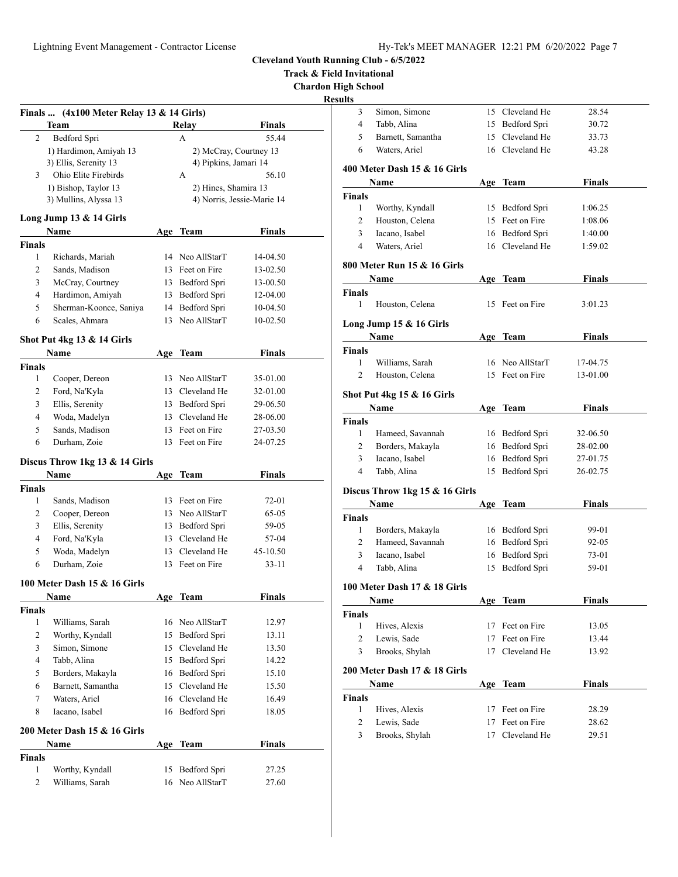**Cleveland Youth Running Club - 6/5/2022**
**Track & Field Invitational**
**Chardon High School**
**Results**

### Finals ... (4x100 Meter Relay 13 & 14 Girls)

| | Team | Relay | Finals |
|---|---|---|---|
| 2 | Bedford Spri | A | 55.44 |
| | 1) Hardimon, Amiyah 13 | 2) McCray, Courtney 13 | |
| | 3) Ellis, Serenity 13 | 4) Pipkins, Jamari 14 | |
| 3 | Ohio Elite Firebirds | A | 56.10 |
| | 1) Bishop, Taylor 13 | 2) Hines, Shamira 13 | |
| | 3) Mullins, Alyssa 13 | 4) Norris, Jessie-Marie 14 | |

### Long Jump 13 & 14 Girls

| | Name | Age | Team | Finals |
|---|---|---|---|---|
| **Finals** | | | | |
| 1 | Richards, Mariah | 14 | Neo AllStarT | 14-04.50 |
| 2 | Sands, Madison | 13 | Feet on Fire | 13-02.50 |
| 3 | McCray, Courtney | 13 | Bedford Spri | 13-00.50 |
| 4 | Hardimon, Amiyah | 13 | Bedford Spri | 12-04.00 |
| 5 | Sherman-Koonce, Saniya | 14 | Bedford Spri | 10-04.50 |
| 6 | Scales, Ahmara | 13 | Neo AllStarT | 10-02.50 |

### Shot Put 4kg 13 & 14 Girls

| | Name | Age | Team | Finals |
|---|---|---|---|---|
| **Finals** | | | | |
| 1 | Cooper, Dereon | 13 | Neo AllStarT | 35-01.00 |
| 2 | Ford, Na'Kyla | 13 | Cleveland He | 32-01.00 |
| 3 | Ellis, Serenity | 13 | Bedford Spri | 29-06.50 |
| 4 | Woda, Madelyn | 13 | Cleveland He | 28-06.00 |
| 5 | Sands, Madison | 13 | Feet on Fire | 27-03.50 |
| 6 | Durham, Zoie | 13 | Feet on Fire | 24-07.25 |

### Discus Throw 1kg 13 & 14 Girls

| | Name | Age | Team | Finals |
|---|---|---|---|---|
| **Finals** | | | | |
| 1 | Sands, Madison | 13 | Feet on Fire | 72-01 |
| 2 | Cooper, Dereon | 13 | Neo AllStarT | 65-05 |
| 3 | Ellis, Serenity | 13 | Bedford Spri | 59-05 |
| 4 | Ford, Na'Kyla | 13 | Cleveland He | 57-04 |
| 5 | Woda, Madelyn | 13 | Cleveland He | 45-10.50 |
| 6 | Durham, Zoie | 13 | Feet on Fire | 33-11 |

### 100 Meter Dash 15 & 16 Girls

| | Name | Age | Team | Finals |
|---|---|---|---|---|
| **Finals** | | | | |
| 1 | Williams, Sarah | 16 | Neo AllStarT | 12.97 |
| 2 | Worthy, Kyndall | 15 | Bedford Spri | 13.11 |
| 3 | Simon, Simone | 15 | Cleveland He | 13.50 |
| 4 | Tabb, Alina | 15 | Bedford Spri | 14.22 |
| 5 | Borders, Makayla | 16 | Bedford Spri | 15.10 |
| 6 | Barnett, Samantha | 15 | Cleveland He | 15.50 |
| 7 | Waters, Ariel | 16 | Cleveland He | 16.49 |
| 8 | Iacano, Isabel | 16 | Bedford Spri | 18.05 |

### 200 Meter Dash 15 & 16 Girls

| | Name | Age | Team | Finals |
|---|---|---|---|---|
| **Finals** | | | | |
| 1 | Worthy, Kyndall | 15 | Bedford Spri | 27.25 |
| 2 | Williams, Sarah | 16 | Neo AllStarT | 27.60 |
| 3 | Simon, Simone | 15 | Cleveland He | 28.54 |
| 4 | Tabb, Alina | 15 | Bedford Spri | 30.72 |
| 5 | Barnett, Samantha | 15 | Cleveland He | 33.73 |
| 6 | Waters, Ariel | 16 | Cleveland He | 43.28 |

### 400 Meter Dash 15 & 16 Girls

| | Name | Age | Team | Finals |
|---|---|---|---|---|
| **Finals** | | | | |
| 1 | Worthy, Kyndall | 15 | Bedford Spri | 1:06.25 |
| 2 | Houston, Celena | 15 | Feet on Fire | 1:08.06 |
| 3 | Iacano, Isabel | 16 | Bedford Spri | 1:40.00 |
| 4 | Waters, Ariel | 16 | Cleveland He | 1:59.02 |

### 800 Meter Run 15 & 16 Girls

| | Name | Age | Team | Finals |
|---|---|---|---|---|
| **Finals** | | | | |
| 1 | Houston, Celena | 15 | Feet on Fire | 3:01.23 |

### Long Jump 15 & 16 Girls

| | Name | Age | Team | Finals |
|---|---|---|---|---|
| **Finals** | | | | |
| 1 | Williams, Sarah | 16 | Neo AllStarT | 17-04.75 |
| 2 | Houston, Celena | 15 | Feet on Fire | 13-01.00 |

### Shot Put 4kg 15 & 16 Girls

| | Name | Age | Team | Finals |
|---|---|---|---|---|
| **Finals** | | | | |
| 1 | Hameed, Savannah | 16 | Bedford Spri | 32-06.50 |
| 2 | Borders, Makayla | 16 | Bedford Spri | 28-02.00 |
| 3 | Iacano, Isabel | 16 | Bedford Spri | 27-01.75 |
| 4 | Tabb, Alina | 15 | Bedford Spri | 26-02.75 |

### Discus Throw 1kg 15 & 16 Girls

| | Name | Age | Team | Finals |
|---|---|---|---|---|
| **Finals** | | | | |
| 1 | Borders, Makayla | 16 | Bedford Spri | 99-01 |
| 2 | Hameed, Savannah | 16 | Bedford Spri | 92-05 |
| 3 | Iacano, Isabel | 16 | Bedford Spri | 73-01 |
| 4 | Tabb, Alina | 15 | Bedford Spri | 59-01 |

### 100 Meter Dash 17 & 18 Girls

| | Name | Age | Team | Finals |
|---|---|---|---|---|
| **Finals** | | | | |
| 1 | Hives, Alexis | 17 | Feet on Fire | 13.05 |
| 2 | Lewis, Sade | 17 | Feet on Fire | 13.44 |
| 3 | Brooks, Shylah | 17 | Cleveland He | 13.92 |

### 200 Meter Dash 17 & 18 Girls

| | Name | Age | Team | Finals |
|---|---|---|---|---|
| **Finals** | | | | |
| 1 | Hives, Alexis | 17 | Feet on Fire | 28.29 |
| 2 | Lewis, Sade | 17 | Feet on Fire | 28.62 |
| 3 | Brooks, Shylah | 17 | Cleveland He | 29.51 |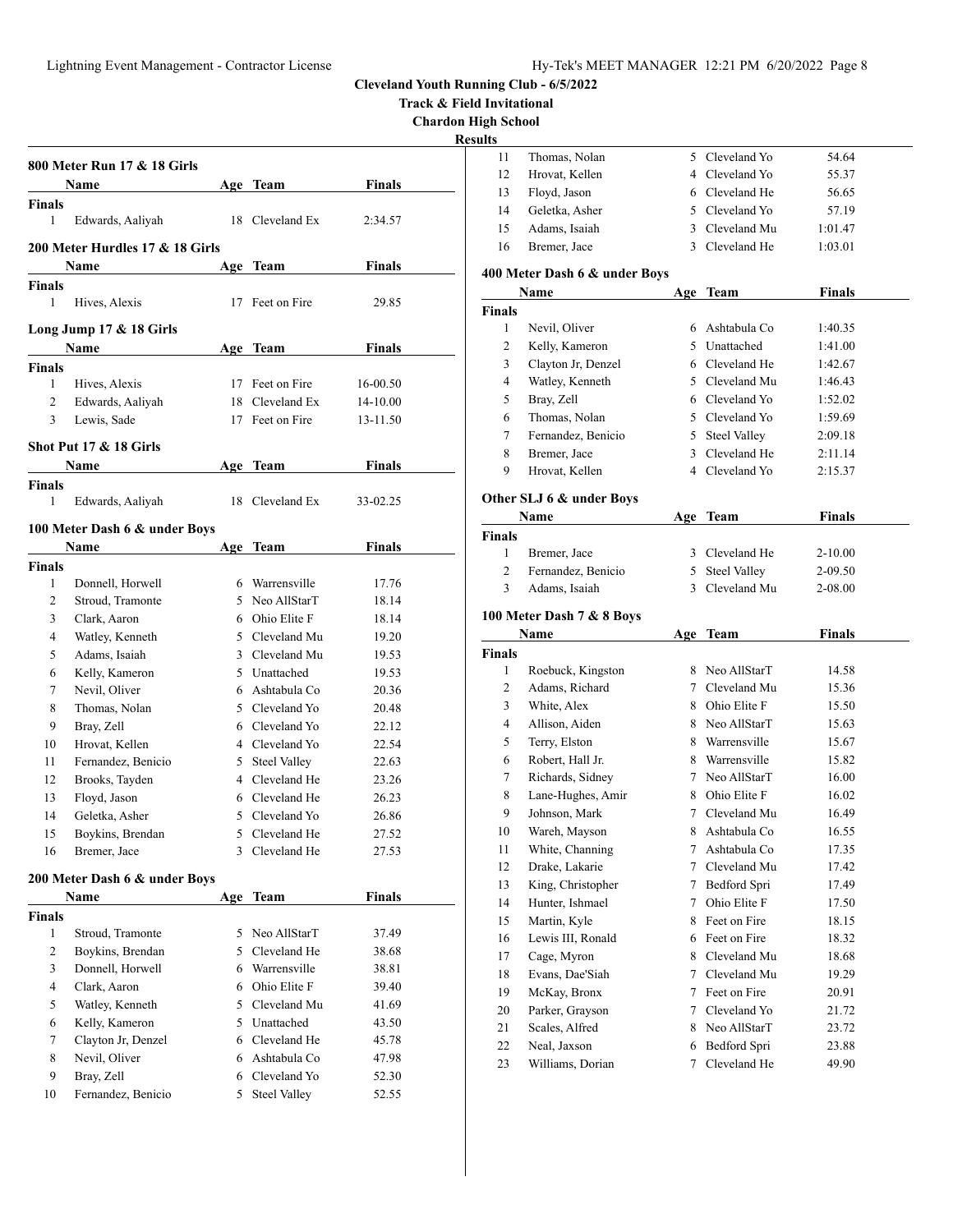**Cleveland Youth Running Club - 6/5/2022**
**Track & Field Invitational**
**Chardon High School**
**Results**

### 800 Meter Run 17 & 18 Girls

| | Name | Age | Team | Finals |
|---|---|---|---|---|
| **Finals** | | | | |
| 1 | Edwards, Aaliyah | 18 | Cleveland Ex | 2:34.57 |

### 200 Meter Hurdles 17 & 18 Girls

| | Name | Age | Team | Finals |
|---|---|---|---|---|
| **Finals** | | | | |
| 1 | Hives, Alexis | 17 | Feet on Fire | 29.85 |

### Long Jump 17 & 18 Girls

| | Name | Age | Team | Finals |
|---|---|---|---|---|
| **Finals** | | | | |
| 1 | Hives, Alexis | 17 | Feet on Fire | 16-00.50 |
| 2 | Edwards, Aaliyah | 18 | Cleveland Ex | 14-10.00 |
| 3 | Lewis, Sade | 17 | Feet on Fire | 13-11.50 |

### Shot Put 17 & 18 Girls

| | Name | Age | Team | Finals |
|---|---|---|---|---|
| **Finals** | | | | |
| 1 | Edwards, Aaliyah | 18 | Cleveland Ex | 33-02.25 |

### 100 Meter Dash 6 & under Boys

| | Name | Age | Team | Finals |
|---|---|---|---|---|
| **Finals** | | | | |
| 1 | Donnell, Horwell | 6 | Warrensville | 17.76 |
| 2 | Stroud, Tramonte | 5 | Neo AllStarT | 18.14 |
| 3 | Clark, Aaron | 6 | Ohio Elite F | 18.14 |
| 4 | Watley, Kenneth | 5 | Cleveland Mu | 19.20 |
| 5 | Adams, Isaiah | 3 | Cleveland Mu | 19.53 |
| 6 | Kelly, Kameron | 5 | Unattached | 19.53 |
| 7 | Nevil, Oliver | 6 | Ashtabula Co | 20.36 |
| 8 | Thomas, Nolan | 5 | Cleveland Yo | 20.48 |
| 9 | Bray, Zell | 6 | Cleveland Yo | 22.12 |
| 10 | Hrovat, Kellen | 4 | Cleveland Yo | 22.54 |
| 11 | Fernandez, Benicio | 5 | Steel Valley | 22.63 |
| 12 | Brooks, Tayden | 4 | Cleveland He | 23.26 |
| 13 | Floyd, Jason | 6 | Cleveland He | 26.23 |
| 14 | Geletka, Asher | 5 | Cleveland Yo | 26.86 |
| 15 | Boykins, Brendan | 5 | Cleveland He | 27.52 |
| 16 | Bremer, Jace | 3 | Cleveland He | 27.53 |

### 200 Meter Dash 6 & under Boys

| | Name | Age | Team | Finals |
|---|---|---|---|---|
| **Finals** | | | | |
| 1 | Stroud, Tramonte | 5 | Neo AllStarT | 37.49 |
| 2 | Boykins, Brendan | 5 | Cleveland He | 38.68 |
| 3 | Donnell, Horwell | 6 | Warrensville | 38.81 |
| 4 | Clark, Aaron | 6 | Ohio Elite F | 39.40 |
| 5 | Watley, Kenneth | 5 | Cleveland Mu | 41.69 |
| 6 | Kelly, Kameron | 5 | Unattached | 43.50 |
| 7 | Clayton Jr, Denzel | 6 | Cleveland He | 45.78 |
| 8 | Nevil, Oliver | 6 | Ashtabula Co | 47.98 |
| 9 | Bray, Zell | 6 | Cleveland Yo | 52.30 |
| 10 | Fernandez, Benicio | 5 | Steel Valley | 52.55 |
| 11 | Thomas, Nolan | 5 | Cleveland Yo | 54.64 |
| 12 | Hrovat, Kellen | 4 | Cleveland Yo | 55.37 |
| 13 | Floyd, Jason | 6 | Cleveland He | 56.65 |
| 14 | Geletka, Asher | 5 | Cleveland Yo | 57.19 |
| 15 | Adams, Isaiah | 3 | Cleveland Mu | 1:01.47 |
| 16 | Bremer, Jace | 3 | Cleveland He | 1:03.01 |

### 400 Meter Dash 6 & under Boys

| | Name | Age | Team | Finals |
|---|---|---|---|---|
| **Finals** | | | | |
| 1 | Nevil, Oliver | 6 | Ashtabula Co | 1:40.35 |
| 2 | Kelly, Kameron | 5 | Unattached | 1:41.00 |
| 3 | Clayton Jr, Denzel | 6 | Cleveland He | 1:42.67 |
| 4 | Watley, Kenneth | 5 | Cleveland Mu | 1:46.43 |
| 5 | Bray, Zell | 6 | Cleveland Yo | 1:52.02 |
| 6 | Thomas, Nolan | 5 | Cleveland Yo | 1:59.69 |
| 7 | Fernandez, Benicio | 5 | Steel Valley | 2:09.18 |
| 8 | Bremer, Jace | 3 | Cleveland He | 2:11.14 |
| 9 | Hrovat, Kellen | 4 | Cleveland Yo | 2:15.37 |

### Other SLJ 6 & under Boys

| | Name | Age | Team | Finals |
|---|---|---|---|---|
| **Finals** | | | | |
| 1 | Bremer, Jace | 3 | Cleveland He | 2-10.00 |
| 2 | Fernandez, Benicio | 5 | Steel Valley | 2-09.50 |
| 3 | Adams, Isaiah | 3 | Cleveland Mu | 2-08.00 |

### 100 Meter Dash 7 & 8 Boys

| | Name | Age | Team | Finals |
|---|---|---|---|---|
| **Finals** | | | | |
| 1 | Roebuck, Kingston | 8 | Neo AllStarT | 14.58 |
| 2 | Adams, Richard | 7 | Cleveland Mu | 15.36 |
| 3 | White, Alex | 8 | Ohio Elite F | 15.50 |
| 4 | Allison, Aiden | 8 | Neo AllStarT | 15.63 |
| 5 | Terry, Elston | 8 | Warrensville | 15.67 |
| 6 | Robert, Hall Jr. | 8 | Warrensville | 15.82 |
| 7 | Richards, Sidney | 7 | Neo AllStarT | 16.00 |
| 8 | Lane-Hughes, Amir | 8 | Ohio Elite F | 16.02 |
| 9 | Johnson, Mark | 7 | Cleveland Mu | 16.49 |
| 10 | Wareh, Mayson | 8 | Ashtabula Co | 16.55 |
| 11 | White, Channing | 7 | Ashtabula Co | 17.35 |
| 12 | Drake, Lakarie | 7 | Cleveland Mu | 17.42 |
| 13 | King, Christopher | 7 | Bedford Spri | 17.49 |
| 14 | Hunter, Ishmael | 7 | Ohio Elite F | 17.50 |
| 15 | Martin, Kyle | 8 | Feet on Fire | 18.15 |
| 16 | Lewis III, Ronald | 6 | Feet on Fire | 18.32 |
| 17 | Cage, Myron | 8 | Cleveland Mu | 18.68 |
| 18 | Evans, Dae'Siah | 7 | Cleveland Mu | 19.29 |
| 19 | McKay, Bronx | 7 | Feet on Fire | 20.91 |
| 20 | Parker, Grayson | 7 | Cleveland Yo | 21.72 |
| 21 | Scales, Alfred | 8 | Neo AllStarT | 23.72 |
| 22 | Neal, Jaxson | 6 | Bedford Spri | 23.88 |
| 23 | Williams, Dorian | 7 | Cleveland He | 49.90 |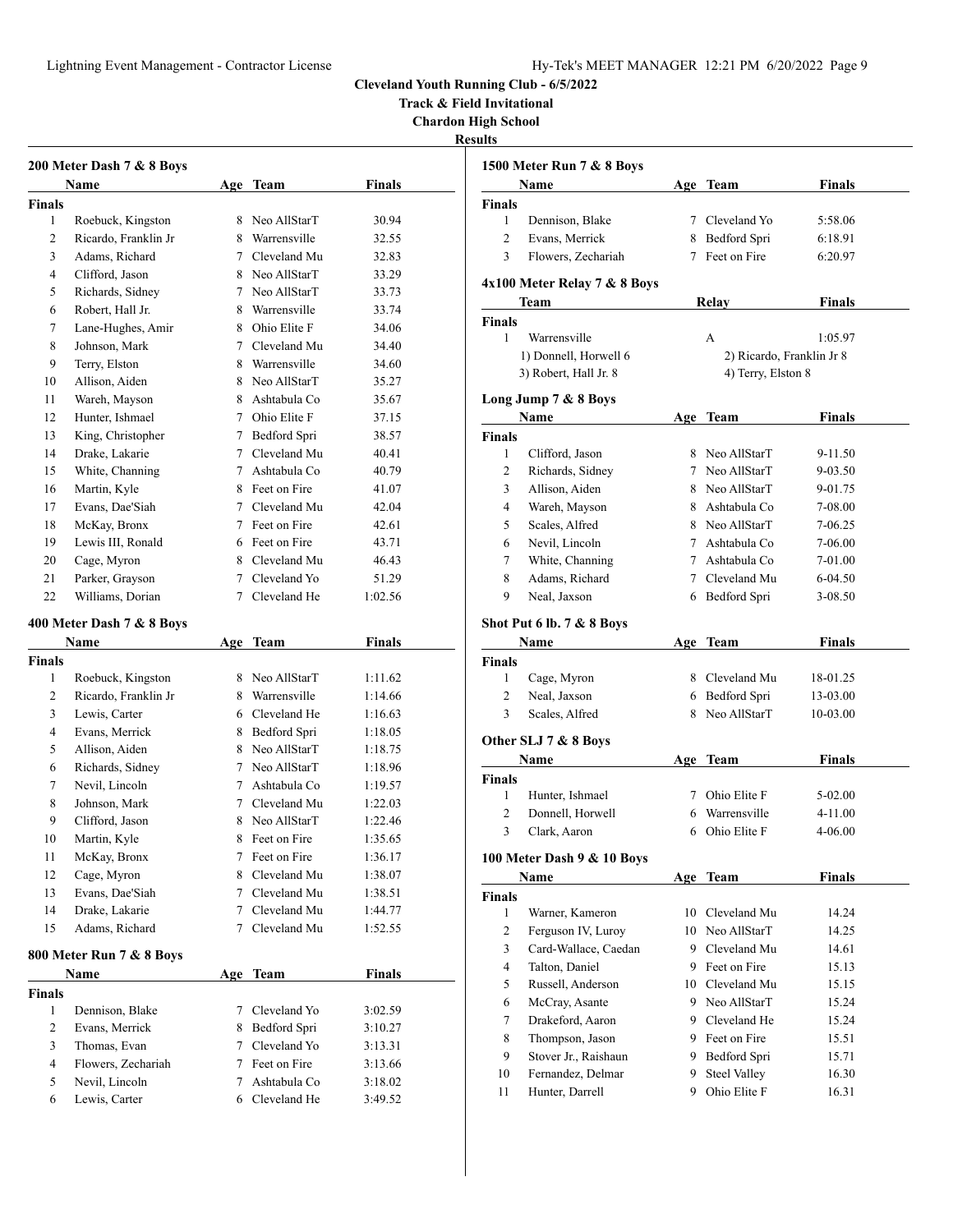**Cleveland Youth Running Club - 6/5/2022**

**Track & Field Invitational**

**Chardon High School**

**Results**

### 200 Meter Dash 7 & 8 Boys

| | Name | Age | Team | Finals |
|---|---|---|---|---|
| **Finals** | | | | |
| 1 | Roebuck, Kingston | 8 | Neo AllStarT | 30.94 |
| 2 | Ricardo, Franklin Jr | 8 | Warrensville | 32.55 |
| 3 | Adams, Richard | 7 | Cleveland Mu | 32.83 |
| 4 | Clifford, Jason | 8 | Neo AllStarT | 33.29 |
| 5 | Richards, Sidney | 7 | Neo AllStarT | 33.73 |
| 6 | Robert, Hall Jr. | 8 | Warrensville | 33.74 |
| 7 | Lane-Hughes, Amir | 8 | Ohio Elite F | 34.06 |
| 8 | Johnson, Mark | 7 | Cleveland Mu | 34.40 |
| 9 | Terry, Elston | 8 | Warrensville | 34.60 |
| 10 | Allison, Aiden | 8 | Neo AllStarT | 35.27 |
| 11 | Wareh, Mayson | 8 | Ashtabula Co | 35.67 |
| 12 | Hunter, Ishmael | 7 | Ohio Elite F | 37.15 |
| 13 | King, Christopher | 7 | Bedford Spri | 38.57 |
| 14 | Drake, Lakarie | 7 | Cleveland Mu | 40.41 |
| 15 | White, Channing | 7 | Ashtabula Co | 40.79 |
| 16 | Martin, Kyle | 8 | Feet on Fire | 41.07 |
| 17 | Evans, Dae'Siah | 7 | Cleveland Mu | 42.04 |
| 18 | McKay, Bronx | 7 | Feet on Fire | 42.61 |
| 19 | Lewis III, Ronald | 6 | Feet on Fire | 43.71 |
| 20 | Cage, Myron | 8 | Cleveland Mu | 46.43 |
| 21 | Parker, Grayson | 7 | Cleveland Yo | 51.29 |
| 22 | Williams, Dorian | 7 | Cleveland He | 1:02.56 |

### 400 Meter Dash 7 & 8 Boys

| | Name | Age | Team | Finals |
|---|---|---|---|---|
| **Finals** | | | | |
| 1 | Roebuck, Kingston | 8 | Neo AllStarT | 1:11.62 |
| 2 | Ricardo, Franklin Jr | 8 | Warrensville | 1:14.66 |
| 3 | Lewis, Carter | 6 | Cleveland He | 1:16.63 |
| 4 | Evans, Merrick | 8 | Bedford Spri | 1:18.05 |
| 5 | Allison, Aiden | 8 | Neo AllStarT | 1:18.75 |
| 6 | Richards, Sidney | 7 | Neo AllStarT | 1:18.96 |
| 7 | Nevil, Lincoln | 7 | Ashtabula Co | 1:19.57 |
| 8 | Johnson, Mark | 7 | Cleveland Mu | 1:22.03 |
| 9 | Clifford, Jason | 8 | Neo AllStarT | 1:22.46 |
| 10 | Martin, Kyle | 8 | Feet on Fire | 1:35.65 |
| 11 | McKay, Bronx | 7 | Feet on Fire | 1:36.17 |
| 12 | Cage, Myron | 8 | Cleveland Mu | 1:38.07 |
| 13 | Evans, Dae'Siah | 7 | Cleveland Mu | 1:38.51 |
| 14 | Drake, Lakarie | 7 | Cleveland Mu | 1:44.77 |
| 15 | Adams, Richard | 7 | Cleveland Mu | 1:52.55 |

### 800 Meter Run 7 & 8 Boys

| | Name | Age | Team | Finals |
|---|---|---|---|---|
| **Finals** | | | | |
| 1 | Dennison, Blake | 7 | Cleveland Yo | 3:02.59 |
| 2 | Evans, Merrick | 8 | Bedford Spri | 3:10.27 |
| 3 | Thomas, Evan | 7 | Cleveland Yo | 3:13.31 |
| 4 | Flowers, Zechariah | 7 | Feet on Fire | 3:13.66 |
| 5 | Nevil, Lincoln | 7 | Ashtabula Co | 3:18.02 |
| 6 | Lewis, Carter | 6 | Cleveland He | 3:49.52 |

### 1500 Meter Run 7 & 8 Boys

| | Name | Age | Team | Finals |
|---|---|---|---|---|
| **Finals** | | | | |
| 1 | Dennison, Blake | 7 | Cleveland Yo | 5:58.06 |
| 2 | Evans, Merrick | 8 | Bedford Spri | 6:18.91 |
| 3 | Flowers, Zechariah | 7 | Feet on Fire | 6:20.97 |

### 4x100 Meter Relay 7 & 8 Boys

| | Team | Relay | Finals |
|---|---|---|---|
| **Finals** | | | |
| 1 | Warrensville | A | 1:05.97 |

1) Donnell, Horwell 6 — 2) Ricardo, Franklin Jr 8 — 3) Robert, Hall Jr. 8 — 4) Terry, Elston 8

### Long Jump 7 & 8 Boys

| | Name | Age | Team | Finals |
|---|---|---|---|---|
| **Finals** | | | | |
| 1 | Clifford, Jason | 8 | Neo AllStarT | 9-11.50 |
| 2 | Richards, Sidney | 7 | Neo AllStarT | 9-03.50 |
| 3 | Allison, Aiden | 8 | Neo AllStarT | 9-01.75 |
| 4 | Wareh, Mayson | 8 | Ashtabula Co | 7-08.00 |
| 5 | Scales, Alfred | 8 | Neo AllStarT | 7-06.25 |
| 6 | Nevil, Lincoln | 7 | Ashtabula Co | 7-06.00 |
| 7 | White, Channing | 7 | Ashtabula Co | 7-01.00 |
| 8 | Adams, Richard | 7 | Cleveland Mu | 6-04.50 |
| 9 | Neal, Jaxson | 6 | Bedford Spri | 3-08.50 |

### Shot Put 6 lb. 7 & 8 Boys

| | Name | Age | Team | Finals |
|---|---|---|---|---|
| **Finals** | | | | |
| 1 | Cage, Myron | 8 | Cleveland Mu | 18-01.25 |
| 2 | Neal, Jaxson | 6 | Bedford Spri | 13-03.00 |
| 3 | Scales, Alfred | 8 | Neo AllStarT | 10-03.00 |

### Other SLJ 7 & 8 Boys

| | Name | Age | Team | Finals |
|---|---|---|---|---|
| **Finals** | | | | |
| 1 | Hunter, Ishmael | 7 | Ohio Elite F | 5-02.00 |
| 2 | Donnell, Horwell | 6 | Warrensville | 4-11.00 |
| 3 | Clark, Aaron | 6 | Ohio Elite F | 4-06.00 |

### 100 Meter Dash 9 & 10 Boys

| | Name | Age | Team | Finals |
|---|---|---|---|---|
| **Finals** | | | | |
| 1 | Warner, Kameron | 10 | Cleveland Mu | 14.24 |
| 2 | Ferguson IV, Luroy | 10 | Neo AllStarT | 14.25 |
| 3 | Card-Wallace, Caedan | 9 | Cleveland Mu | 14.61 |
| 4 | Talton, Daniel | 9 | Feet on Fire | 15.13 |
| 5 | Russell, Anderson | 10 | Cleveland Mu | 15.15 |
| 6 | McCray, Asante | 9 | Neo AllStarT | 15.24 |
| 7 | Drakeford, Aaron | 9 | Cleveland He | 15.24 |
| 8 | Thompson, Jason | 9 | Feet on Fire | 15.51 |
| 9 | Stover Jr., Raishaun | 9 | Bedford Spri | 15.71 |
| 10 | Fernandez, Delmar | 9 | Steel Valley | 16.30 |
| 11 | Hunter, Darrell | 9 | Ohio Elite F | 16.31 |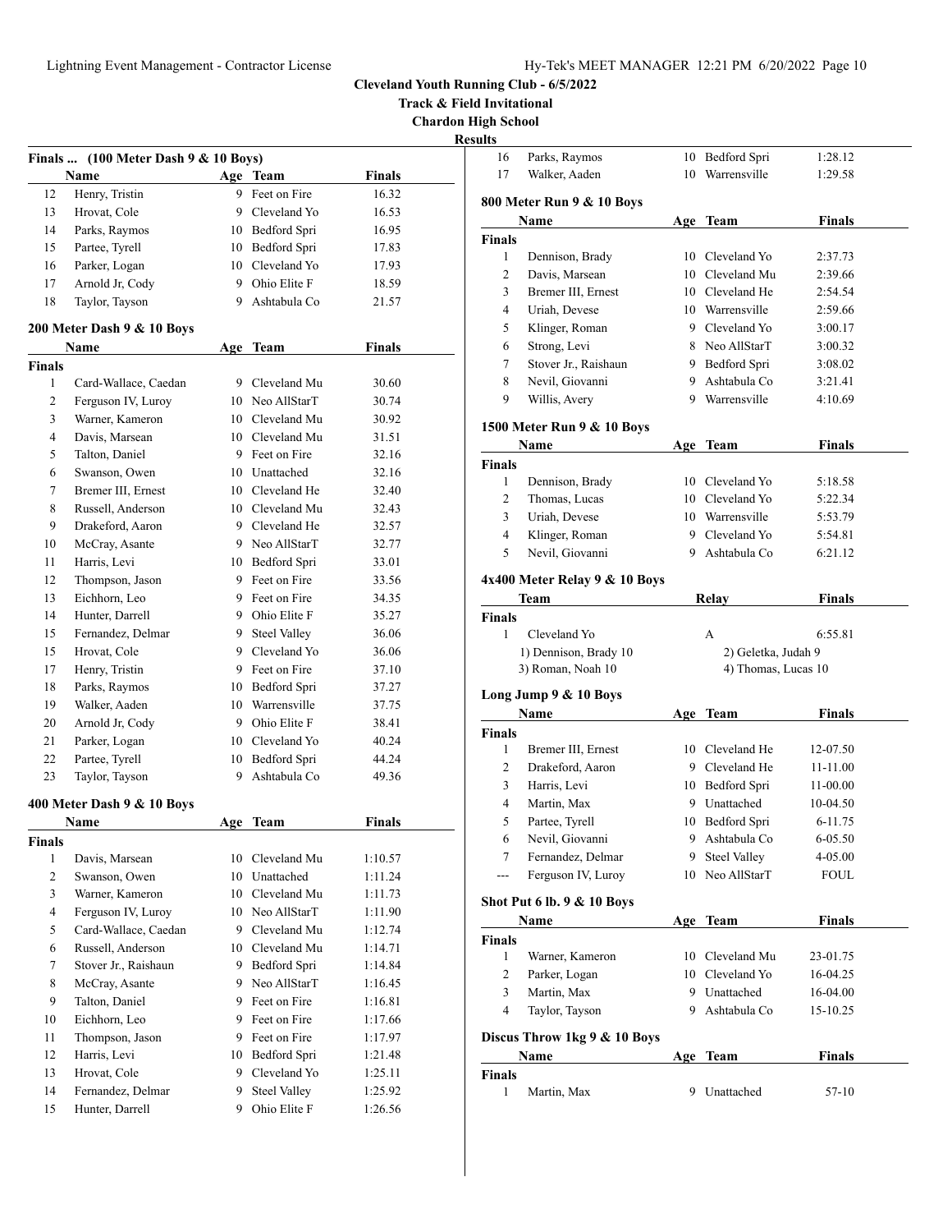# Cleveland Youth Running Club - 6/5/2022

## Track & Field Invitational

### Chardon High School

### Results

#### Finals ... (100 Meter Dash 9 & 10 Boys)

| | Name | Age | Team | Finals |
|---|---|---|---|---|
| 12 | Henry, Tristin | 9 | Feet on Fire | 16.32 |
| 13 | Hrovat, Cole | 9 | Cleveland Yo | 16.53 |
| 14 | Parks, Raymos | 10 | Bedford Spri | 16.95 |
| 15 | Partee, Tyrell | 10 | Bedford Spri | 17.83 |
| 16 | Parker, Logan | 10 | Cleveland Yo | 17.93 |
| 17 | Arnold Jr, Cody | 9 | Ohio Elite F | 18.59 |
| 18 | Taylor, Tayson | 9 | Ashtabula Co | 21.57 |

#### 200 Meter Dash 9 & 10 Boys

| | Name | Age | Team | Finals |
|---|---|---|---|---|
| **Finals** | | | | |
| 1 | Card-Wallace, Caedan | 9 | Cleveland Mu | 30.60 |
| 2 | Ferguson IV, Luroy | 10 | Neo AllStarT | 30.74 |
| 3 | Warner, Kameron | 10 | Cleveland Mu | 30.92 |
| 4 | Davis, Marsean | 10 | Cleveland Mu | 31.51 |
| 5 | Talton, Daniel | 9 | Feet on Fire | 32.16 |
| 6 | Swanson, Owen | 10 | Unattached | 32.16 |
| 7 | Bremer III, Ernest | 10 | Cleveland He | 32.40 |
| 8 | Russell, Anderson | 10 | Cleveland Mu | 32.43 |
| 9 | Drakeford, Aaron | 9 | Cleveland He | 32.57 |
| 10 | McCray, Asante | 9 | Neo AllStarT | 32.77 |
| 11 | Harris, Levi | 10 | Bedford Spri | 33.01 |
| 12 | Thompson, Jason | 9 | Feet on Fire | 33.56 |
| 13 | Eichhorn, Leo | 9 | Feet on Fire | 34.35 |
| 14 | Hunter, Darrell | 9 | Ohio Elite F | 35.27 |
| 15 | Fernandez, Delmar | 9 | Steel Valley | 36.06 |
| 15 | Hrovat, Cole | 9 | Cleveland Yo | 36.06 |
| 17 | Henry, Tristin | 9 | Feet on Fire | 37.10 |
| 18 | Parks, Raymos | 10 | Bedford Spri | 37.27 |
| 19 | Walker, Aaden | 10 | Warrensville | 37.75 |
| 20 | Arnold Jr, Cody | 9 | Ohio Elite F | 38.41 |
| 21 | Parker, Logan | 10 | Cleveland Yo | 40.24 |
| 22 | Partee, Tyrell | 10 | Bedford Spri | 44.24 |
| 23 | Taylor, Tayson | 9 | Ashtabula Co | 49.36 |

#### 400 Meter Dash 9 & 10 Boys

| | Name | Age | Team | Finals |
|---|---|---|---|---|
| **Finals** | | | | |
| 1 | Davis, Marsean | 10 | Cleveland Mu | 1:10.57 |
| 2 | Swanson, Owen | 10 | Unattached | 1:11.24 |
| 3 | Warner, Kameron | 10 | Cleveland Mu | 1:11.73 |
| 4 | Ferguson IV, Luroy | 10 | Neo AllStarT | 1:11.90 |
| 5 | Card-Wallace, Caedan | 9 | Cleveland Mu | 1:12.74 |
| 6 | Russell, Anderson | 10 | Cleveland Mu | 1:14.71 |
| 7 | Stover Jr., Raishaun | 9 | Bedford Spri | 1:14.84 |
| 8 | McCray, Asante | 9 | Neo AllStarT | 1:16.45 |
| 9 | Talton, Daniel | 9 | Feet on Fire | 1:16.81 |
| 10 | Eichhorn, Leo | 9 | Feet on Fire | 1:17.66 |
| 11 | Thompson, Jason | 9 | Feet on Fire | 1:17.97 |
| 12 | Harris, Levi | 10 | Bedford Spri | 1:21.48 |
| 13 | Hrovat, Cole | 9 | Cleveland Yo | 1:25.11 |
| 14 | Fernandez, Delmar | 9 | Steel Valley | 1:25.92 |
| 15 | Hunter, Darrell | 9 | Ohio Elite F | 1:26.56 |
| 16 | Parks, Raymos | 10 | Bedford Spri | 1:28.12 |
| 17 | Walker, Aaden | 10 | Warrensville | 1:29.58 |

#### 800 Meter Run 9 & 10 Boys

| | Name | Age | Team | Finals |
|---|---|---|---|---|
| **Finals** | | | | |
| 1 | Dennison, Brady | 10 | Cleveland Yo | 2:37.73 |
| 2 | Davis, Marsean | 10 | Cleveland Mu | 2:39.66 |
| 3 | Bremer III, Ernest | 10 | Cleveland He | 2:54.54 |
| 4 | Uriah, Devese | 10 | Warrensville | 2:59.66 |
| 5 | Klinger, Roman | 9 | Cleveland Yo | 3:00.17 |
| 6 | Strong, Levi | 8 | Neo AllStarT | 3:00.32 |
| 7 | Stover Jr., Raishaun | 9 | Bedford Spri | 3:08.02 |
| 8 | Nevil, Giovanni | 9 | Ashtabula Co | 3:21.41 |
| 9 | Willis, Avery | 9 | Warrensville | 4:10.69 |

#### 1500 Meter Run 9 & 10 Boys

| | Name | Age | Team | Finals |
|---|---|---|---|---|
| **Finals** | | | | |
| 1 | Dennison, Brady | 10 | Cleveland Yo | 5:18.58 |
| 2 | Thomas, Lucas | 10 | Cleveland Yo | 5:22.34 |
| 3 | Uriah, Devese | 10 | Warrensville | 5:53.79 |
| 4 | Klinger, Roman | 9 | Cleveland Yo | 5:54.81 |
| 5 | Nevil, Giovanni | 9 | Ashtabula Co | 6:21.12 |

#### 4x400 Meter Relay 9 & 10 Boys

| | Team | Relay | Finals |
|---|---|---|---|
| **Finals** | | | |
| 1 | Cleveland Yo | A | 6:55.81 |
| | 1) Dennison, Brady 10 | 2) Geletka, Judah 9 | |
| | 3) Roman, Noah 10 | 4) Thomas, Lucas 10 | |

#### Long Jump 9 & 10 Boys

| | Name | Age | Team | Finals |
|---|---|---|---|---|
| **Finals** | | | | |
| 1 | Bremer III, Ernest | 10 | Cleveland He | 12-07.50 |
| 2 | Drakeford, Aaron | 9 | Cleveland He | 11-11.00 |
| 3 | Harris, Levi | 10 | Bedford Spri | 11-00.00 |
| 4 | Martin, Max | 9 | Unattached | 10-04.50 |
| 5 | Partee, Tyrell | 10 | Bedford Spri | 6-11.75 |
| 6 | Nevil, Giovanni | 9 | Ashtabula Co | 6-05.50 |
| 7 | Fernandez, Delmar | 9 | Steel Valley | 4-05.00 |
| --- | Ferguson IV, Luroy | 10 | Neo AllStarT | FOUL |

#### Shot Put 6 lb. 9 & 10 Boys

| | Name | Age | Team | Finals |
|---|---|---|---|---|
| **Finals** | | | | |
| 1 | Warner, Kameron | 10 | Cleveland Mu | 23-01.75 |
| 2 | Parker, Logan | 10 | Cleveland Yo | 16-04.25 |
| 3 | Martin, Max | 9 | Unattached | 16-04.00 |
| 4 | Taylor, Tayson | 9 | Ashtabula Co | 15-10.25 |

#### Discus Throw 1kg 9 & 10 Boys

| | Name | Age | Team | Finals |
|---|---|---|---|---|
| **Finals** | | | | |
| 1 | Martin, Max | 9 | Unattached | 57-10 |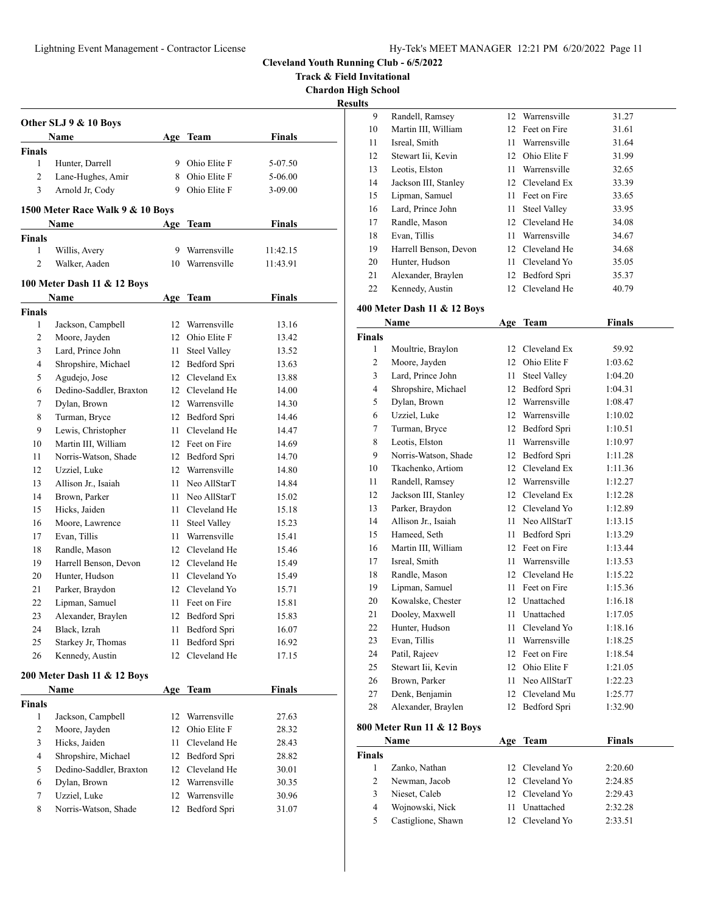# Cleveland Youth Running Club - 6/5/2022

**Track & Field Invitational**

**Chardon High School**

**Results**

### Other SLJ 9 & 10 Boys

| | Name | Age | Team | Finals |
|---|---|---|---|---|
| **Finals** | | | | |
| 1 | Hunter, Darrell | 9 | Ohio Elite F | 5-07.50 |
| 2 | Lane-Hughes, Amir | 8 | Ohio Elite F | 5-06.00 |
| 3 | Arnold Jr, Cody | 9 | Ohio Elite F | 3-09.00 |

### 1500 Meter Race Walk 9 & 10 Boys

| | Name | Age | Team | Finals |
|---|---|---|---|---|
| **Finals** | | | | |
| 1 | Willis, Avery | 9 | Warrensville | 11:42.15 |
| 2 | Walker, Aaden | 10 | Warrensville | 11:43.91 |

### 100 Meter Dash 11 & 12 Boys

| | Name | Age | Team | Finals |
|---|---|---|---|---|
| **Finals** | | | | |
| 1 | Jackson, Campbell | 12 | Warrensville | 13.16 |
| 2 | Moore, Jayden | 12 | Ohio Elite F | 13.42 |
| 3 | Lard, Prince John | 11 | Steel Valley | 13.52 |
| 4 | Shropshire, Michael | 12 | Bedford Spri | 13.63 |
| 5 | Agudejo, Jose | 12 | Cleveland Ex | 13.88 |
| 6 | Dedino-Saddler, Braxton | 12 | Cleveland He | 14.00 |
| 7 | Dylan, Brown | 12 | Warrensville | 14.30 |
| 8 | Turman, Bryce | 12 | Bedford Spri | 14.46 |
| 9 | Lewis, Christopher | 11 | Cleveland He | 14.47 |
| 10 | Martin III, William | 12 | Feet on Fire | 14.69 |
| 11 | Norris-Watson, Shade | 12 | Bedford Spri | 14.70 |
| 12 | Uzziel, Luke | 12 | Warrensville | 14.80 |
| 13 | Allison Jr., Isaiah | 11 | Neo AllStarT | 14.84 |
| 14 | Brown, Parker | 11 | Neo AllStarT | 15.02 |
| 15 | Hicks, Jaiden | 11 | Cleveland He | 15.18 |
| 16 | Moore, Lawrence | 11 | Steel Valley | 15.23 |
| 17 | Evan, Tillis | 11 | Warrensville | 15.41 |
| 18 | Randle, Mason | 12 | Cleveland He | 15.46 |
| 19 | Harrell Benson, Devon | 12 | Cleveland He | 15.49 |
| 20 | Hunter, Hudson | 11 | Cleveland Yo | 15.49 |
| 21 | Parker, Braydon | 12 | Cleveland Yo | 15.71 |
| 22 | Lipman, Samuel | 11 | Feet on Fire | 15.81 |
| 23 | Alexander, Braylen | 12 | Bedford Spri | 15.83 |
| 24 | Black, Izrah | 11 | Bedford Spri | 16.07 |
| 25 | Starkey Jr, Thomas | 11 | Bedford Spri | 16.92 |
| 26 | Kennedy, Austin | 12 | Cleveland He | 17.15 |

### 200 Meter Dash 11 & 12 Boys

| | Name | Age | Team | Finals |
|---|---|---|---|---|
| **Finals** | | | | |
| 1 | Jackson, Campbell | 12 | Warrensville | 27.63 |
| 2 | Moore, Jayden | 12 | Ohio Elite F | 28.32 |
| 3 | Hicks, Jaiden | 11 | Cleveland He | 28.43 |
| 4 | Shropshire, Michael | 12 | Bedford Spri | 28.82 |
| 5 | Dedino-Saddler, Braxton | 12 | Cleveland He | 30.01 |
| 6 | Dylan, Brown | 12 | Warrensville | 30.35 |
| 7 | Uzziel, Luke | 12 | Warrensville | 30.96 |
| 8 | Norris-Watson, Shade | 12 | Bedford Spri | 31.07 |
| 9 | Randell, Ramsey | 12 | Warrensville | 31.27 |
| 10 | Martin III, William | 12 | Feet on Fire | 31.61 |
| 11 | Isreal, Smith | 11 | Warrensville | 31.64 |
| 12 | Stewart Iii, Kevin | 12 | Ohio Elite F | 31.99 |
| 13 | Leotis, Elston | 11 | Warrensville | 32.65 |
| 14 | Jackson III, Stanley | 12 | Cleveland Ex | 33.39 |
| 15 | Lipman, Samuel | 11 | Feet on Fire | 33.65 |
| 16 | Lard, Prince John | 11 | Steel Valley | 33.95 |
| 17 | Randle, Mason | 12 | Cleveland He | 34.08 |
| 18 | Evan, Tillis | 11 | Warrensville | 34.67 |
| 19 | Harrell Benson, Devon | 12 | Cleveland He | 34.68 |
| 20 | Hunter, Hudson | 11 | Cleveland Yo | 35.05 |
| 21 | Alexander, Braylen | 12 | Bedford Spri | 35.37 |
| 22 | Kennedy, Austin | 12 | Cleveland He | 40.79 |

### 400 Meter Dash 11 & 12 Boys

| | Name | Age | Team | Finals |
|---|---|---|---|---|
| **Finals** | | | | |
| 1 | Moultrie, Braylon | 12 | Cleveland Ex | 59.92 |
| 2 | Moore, Jayden | 12 | Ohio Elite F | 1:03.62 |
| 3 | Lard, Prince John | 11 | Steel Valley | 1:04.20 |
| 4 | Shropshire, Michael | 12 | Bedford Spri | 1:04.31 |
| 5 | Dylan, Brown | 12 | Warrensville | 1:08.47 |
| 6 | Uzziel, Luke | 12 | Warrensville | 1:10.02 |
| 7 | Turman, Bryce | 12 | Bedford Spri | 1:10.51 |
| 8 | Leotis, Elston | 11 | Warrensville | 1:10.97 |
| 9 | Norris-Watson, Shade | 12 | Bedford Spri | 1:11.28 |
| 10 | Tkachenko, Artiom | 12 | Cleveland Ex | 1:11.36 |
| 11 | Randell, Ramsey | 12 | Warrensville | 1:12.27 |
| 12 | Jackson III, Stanley | 12 | Cleveland Ex | 1:12.28 |
| 13 | Parker, Braydon | 12 | Cleveland Yo | 1:12.89 |
| 14 | Allison Jr., Isaiah | 11 | Neo AllStarT | 1:13.15 |
| 15 | Hameed, Seth | 11 | Bedford Spri | 1:13.29 |
| 16 | Martin III, William | 12 | Feet on Fire | 1:13.44 |
| 17 | Isreal, Smith | 11 | Warrensville | 1:13.53 |
| 18 | Randle, Mason | 12 | Cleveland He | 1:15.22 |
| 19 | Lipman, Samuel | 11 | Feet on Fire | 1:15.36 |
| 20 | Kowalske, Chester | 12 | Unattached | 1:16.18 |
| 21 | Dooley, Maxwell | 11 | Unattached | 1:17.05 |
| 22 | Hunter, Hudson | 11 | Cleveland Yo | 1:18.16 |
| 23 | Evan, Tillis | 11 | Warrensville | 1:18.25 |
| 24 | Patil, Rajeev | 12 | Feet on Fire | 1:18.54 |
| 25 | Stewart Iii, Kevin | 12 | Ohio Elite F | 1:21.05 |
| 26 | Brown, Parker | 11 | Neo AllStarT | 1:22.23 |
| 27 | Denk, Benjamin | 12 | Cleveland Mu | 1:25.77 |
| 28 | Alexander, Braylen | 12 | Bedford Spri | 1:32.90 |

### 800 Meter Run 11 & 12 Boys

| | Name | Age | Team | Finals |
|---|---|---|---|---|
| **Finals** | | | | |
| 1 | Zanko, Nathan | 12 | Cleveland Yo | 2:20.60 |
| 2 | Newman, Jacob | 12 | Cleveland Yo | 2:24.85 |
| 3 | Nieset, Caleb | 12 | Cleveland Yo | 2:29.43 |
| 4 | Wojnowski, Nick | 11 | Unattached | 2:32.28 |
| 5 | Castiglione, Shawn | 12 | Cleveland Yo | 2:33.51 |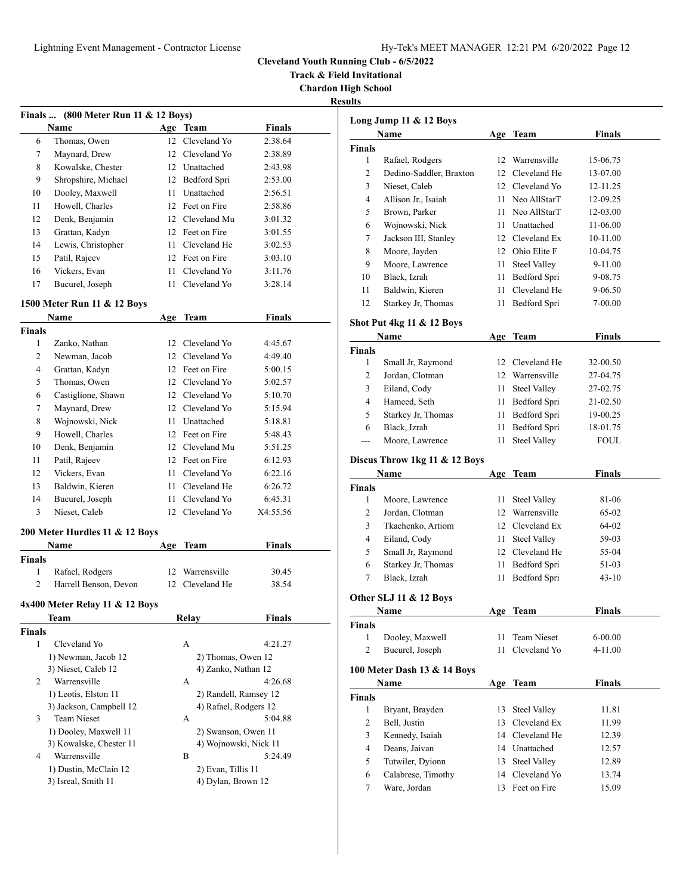**Cleveland Youth Running Club - 6/5/2022**

**Track & Field Invitational**

**Chardon High School**

**Results**

### Finals ... (800 Meter Run 11 & 12 Boys)

| | Name | Age | Team | Finals |
|---|---|---|---|---|
| 6 | Thomas, Owen | 12 | Cleveland Yo | 2:38.64 |
| 7 | Maynard, Drew | 12 | Cleveland Yo | 2:38.89 |
| 8 | Kowalske, Chester | 12 | Unattached | 2:43.98 |
| 9 | Shropshire, Michael | 12 | Bedford Spri | 2:53.00 |
| 10 | Dooley, Maxwell | 11 | Unattached | 2:56.51 |
| 11 | Howell, Charles | 12 | Feet on Fire | 2:58.86 |
| 12 | Denk, Benjamin | 12 | Cleveland Mu | 3:01.32 |
| 13 | Grattan, Kadyn | 12 | Feet on Fire | 3:01.55 |
| 14 | Lewis, Christopher | 11 | Cleveland He | 3:02.53 |
| 15 | Patil, Rajeev | 12 | Feet on Fire | 3:03.10 |
| 16 | Vickers, Evan | 11 | Cleveland Yo | 3:11.76 |
| 17 | Bucurel, Joseph | 11 | Cleveland Yo | 3:28.14 |

### 1500 Meter Run 11 & 12 Boys

| | Name | Age | Team | Finals |
|---|---|---|---|---|
| **Finals** | | | | |
| 1 | Zanko, Nathan | 12 | Cleveland Yo | 4:45.67 |
| 2 | Newman, Jacob | 12 | Cleveland Yo | 4:49.40 |
| 4 | Grattan, Kadyn | 12 | Feet on Fire | 5:00.15 |
| 5 | Thomas, Owen | 12 | Cleveland Yo | 5:02.57 |
| 6 | Castiglione, Shawn | 12 | Cleveland Yo | 5:10.70 |
| 7 | Maynard, Drew | 12 | Cleveland Yo | 5:15.94 |
| 8 | Wojnowski, Nick | 11 | Unattached | 5:18.81 |
| 9 | Howell, Charles | 12 | Feet on Fire | 5:48.43 |
| 10 | Denk, Benjamin | 12 | Cleveland Mu | 5:51.25 |
| 11 | Patil, Rajeev | 12 | Feet on Fire | 6:12.93 |
| 12 | Vickers, Evan | 11 | Cleveland Yo | 6:22.16 |
| 13 | Baldwin, Kieren | 11 | Cleveland He | 6:26.72 |
| 14 | Bucurel, Joseph | 11 | Cleveland Yo | 6:45.31 |
| 3 | Nieset, Caleb | 12 | Cleveland Yo | X4:55.56 |

### 200 Meter Hurdles 11 & 12 Boys

| | Name | Age | Team | Finals |
|---|---|---|---|---|
| **Finals** | | | | |
| 1 | Rafael, Rodgers | 12 | Warrensville | 30.45 |
| 2 | Harrell Benson, Devon | 12 | Cleveland He | 38.54 |

### 4x400 Meter Relay 11 & 12 Boys

| | Team | Relay | Finals |
|---|---|---|---|
| **Finals** | | | |
| 1 | Cleveland Yo | A | 4:21.27 |
| | 1) Newman, Jacob 12 | 2) Thomas, Owen 12 | |
| | 3) Nieset, Caleb 12 | 4) Zanko, Nathan 12 | |
| 2 | Warrensville | A | 4:26.68 |
| | 1) Leotis, Elston 11 | 2) Randell, Ramsey 12 | |
| | 3) Jackson, Campbell 12 | 4) Rafael, Rodgers 12 | |
| 3 | Team Nieset | A | 5:04.88 |
| | 1) Dooley, Maxwell 11 | 2) Swanson, Owen 11 | |
| | 3) Kowalske, Chester 11 | 4) Wojnowski, Nick 11 | |
| 4 | Warrensville | B | 5:24.49 |
| | 1) Dustin, McClain 12 | 2) Evan, Tillis 11 | |
| | 3) Isreal, Smith 11 | 4) Dylan, Brown 12 | |

### Long Jump 11 & 12 Boys

| | Name | Age | Team | Finals |
|---|---|---|---|---|
| **Finals** | | | | |
| 1 | Rafael, Rodgers | 12 | Warrensville | 15-06.75 |
| 2 | Dedino-Saddler, Braxton | 12 | Cleveland He | 13-07.00 |
| 3 | Nieset, Caleb | 12 | Cleveland Yo | 12-11.25 |
| 4 | Allison Jr., Isaiah | 11 | Neo AllStarT | 12-09.25 |
| 5 | Brown, Parker | 11 | Neo AllStarT | 12-03.00 |
| 6 | Wojnowski, Nick | 11 | Unattached | 11-06.00 |
| 7 | Jackson III, Stanley | 12 | Cleveland Ex | 10-11.00 |
| 8 | Moore, Jayden | 12 | Ohio Elite F | 10-04.75 |
| 9 | Moore, Lawrence | 11 | Steel Valley | 9-11.00 |
| 10 | Black, Izrah | 11 | Bedford Spri | 9-08.75 |
| 11 | Baldwin, Kieren | 11 | Cleveland He | 9-06.50 |
| 12 | Starkey Jr, Thomas | 11 | Bedford Spri | 7-00.00 |

### Shot Put 4kg 11 & 12 Boys

| | Name | Age | Team | Finals |
|---|---|---|---|---|
| **Finals** | | | | |
| 1 | Small Jr, Raymond | 12 | Cleveland He | 32-00.50 |
| 2 | Jordan, Clotman | 12 | Warrensville | 27-04.75 |
| 3 | Eiland, Cody | 11 | Steel Valley | 27-02.75 |
| 4 | Hameed, Seth | 11 | Bedford Spri | 21-02.50 |
| 5 | Starkey Jr, Thomas | 11 | Bedford Spri | 19-00.25 |
| 6 | Black, Izrah | 11 | Bedford Spri | 18-01.75 |
| --- | Moore, Lawrence | 11 | Steel Valley | FOUL |

### Discus Throw 1kg 11 & 12 Boys

| | Name | Age | Team | Finals |
|---|---|---|---|---|
| **Finals** | | | | |
| 1 | Moore, Lawrence | 11 | Steel Valley | 81-06 |
| 2 | Jordan, Clotman | 12 | Warrensville | 65-02 |
| 3 | Tkachenko, Artiom | 12 | Cleveland Ex | 64-02 |
| 4 | Eiland, Cody | 11 | Steel Valley | 59-03 |
| 5 | Small Jr, Raymond | 12 | Cleveland He | 55-04 |
| 6 | Starkey Jr, Thomas | 11 | Bedford Spri | 51-03 |
| 7 | Black, Izrah | 11 | Bedford Spri | 43-10 |

### Other SLJ 11 & 12 Boys

| | Name | Age | Team | Finals |
|---|---|---|---|---|
| **Finals** | | | | |
| 1 | Dooley, Maxwell | 11 | Team Nieset | 6-00.00 |
| 2 | Bucurel, Joseph | 11 | Cleveland Yo | 4-11.00 |

### 100 Meter Dash 13 & 14 Boys

| | Name | Age | Team | Finals |
|---|---|---|---|---|
| **Finals** | | | | |
| 1 | Bryant, Brayden | 13 | Steel Valley | 11.81 |
| 2 | Bell, Justin | 13 | Cleveland Ex | 11.99 |
| 3 | Kennedy, Isaiah | 14 | Cleveland He | 12.39 |
| 4 | Deans, Jaivan | 14 | Unattached | 12.57 |
| 5 | Tutwiler, Dyionn | 13 | Steel Valley | 12.89 |
| 6 | Calabrese, Timothy | 14 | Cleveland Yo | 13.74 |
| 7 | Ware, Jordan | 13 | Feet on Fire | 15.09 |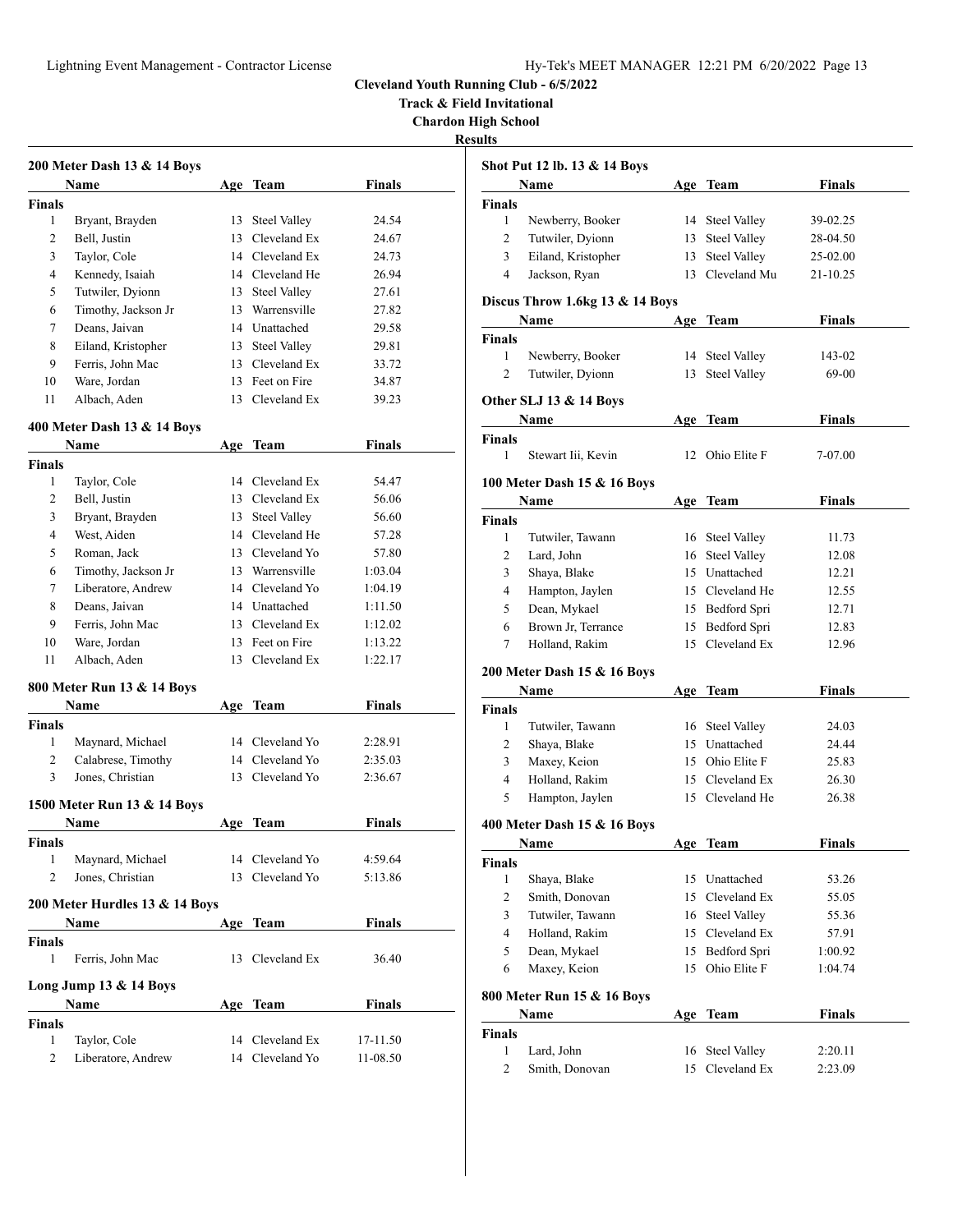**Cleveland Youth Running Club - 6/5/2022**

**Track & Field Invitational**

**Chardon High School**

**Results**

### 200 Meter Dash 13 & 14 Boys

| | Name | Age | Team | Finals |
|---|---|---|---|---|
| **Finals** | | | | |
| 1 | Bryant, Brayden | 13 | Steel Valley | 24.54 |
| 2 | Bell, Justin | 13 | Cleveland Ex | 24.67 |
| 3 | Taylor, Cole | 14 | Cleveland Ex | 24.73 |
| 4 | Kennedy, Isaiah | 14 | Cleveland He | 26.94 |
| 5 | Tutwiler, Dyionn | 13 | Steel Valley | 27.61 |
| 6 | Timothy, Jackson Jr | 13 | Warrensville | 27.82 |
| 7 | Deans, Jaivan | 14 | Unattached | 29.58 |
| 8 | Eiland, Kristopher | 13 | Steel Valley | 29.81 |
| 9 | Ferris, John Mac | 13 | Cleveland Ex | 33.72 |
| 10 | Ware, Jordan | 13 | Feet on Fire | 34.87 |
| 11 | Albach, Aden | 13 | Cleveland Ex | 39.23 |

### 400 Meter Dash 13 & 14 Boys

| | Name | Age | Team | Finals |
|---|---|---|---|---|
| **Finals** | | | | |
| 1 | Taylor, Cole | 14 | Cleveland Ex | 54.47 |
| 2 | Bell, Justin | 13 | Cleveland Ex | 56.06 |
| 3 | Bryant, Brayden | 13 | Steel Valley | 56.60 |
| 4 | West, Aiden | 14 | Cleveland He | 57.28 |
| 5 | Roman, Jack | 13 | Cleveland Yo | 57.80 |
| 6 | Timothy, Jackson Jr | 13 | Warrensville | 1:03.04 |
| 7 | Liberatore, Andrew | 14 | Cleveland Yo | 1:04.19 |
| 8 | Deans, Jaivan | 14 | Unattached | 1:11.50 |
| 9 | Ferris, John Mac | 13 | Cleveland Ex | 1:12.02 |
| 10 | Ware, Jordan | 13 | Feet on Fire | 1:13.22 |
| 11 | Albach, Aden | 13 | Cleveland Ex | 1:22.17 |

### 800 Meter Run 13 & 14 Boys

| | Name | Age | Team | Finals |
|---|---|---|---|---|
| **Finals** | | | | |
| 1 | Maynard, Michael | 14 | Cleveland Yo | 2:28.91 |
| 2 | Calabrese, Timothy | 14 | Cleveland Yo | 2:35.03 |
| 3 | Jones, Christian | 13 | Cleveland Yo | 2:36.67 |

### 1500 Meter Run 13 & 14 Boys

| | Name | Age | Team | Finals |
|---|---|---|---|---|
| **Finals** | | | | |
| 1 | Maynard, Michael | 14 | Cleveland Yo | 4:59.64 |
| 2 | Jones, Christian | 13 | Cleveland Yo | 5:13.86 |

### 200 Meter Hurdles 13 & 14 Boys

| | Name | Age | Team | Finals |
|---|---|---|---|---|
| **Finals** | | | | |
| 1 | Ferris, John Mac | 13 | Cleveland Ex | 36.40 |

### Long Jump 13 & 14 Boys

| | Name | Age | Team | Finals |
|---|---|---|---|---|
| **Finals** | | | | |
| 1 | Taylor, Cole | 14 | Cleveland Ex | 17-11.50 |
| 2 | Liberatore, Andrew | 14 | Cleveland Yo | 11-08.50 |

### Shot Put 12 lb. 13 & 14 Boys

| | Name | Age | Team | Finals |
|---|---|---|---|---|
| **Finals** | | | | |
| 1 | Newberry, Booker | 14 | Steel Valley | 39-02.25 |
| 2 | Tutwiler, Dyionn | 13 | Steel Valley | 28-04.50 |
| 3 | Eiland, Kristopher | 13 | Steel Valley | 25-02.00 |
| 4 | Jackson, Ryan | 13 | Cleveland Mu | 21-10.25 |

### Discus Throw 1.6kg 13 & 14 Boys

| | Name | Age | Team | Finals |
|---|---|---|---|---|
| **Finals** | | | | |
| 1 | Newberry, Booker | 14 | Steel Valley | 143-02 |
| 2 | Tutwiler, Dyionn | 13 | Steel Valley | 69-00 |

### Other SLJ 13 & 14 Boys

| | Name | Age | Team | Finals |
|---|---|---|---|---|
| **Finals** | | | | |
| 1 | Stewart Iii, Kevin | 12 | Ohio Elite F | 7-07.00 |

### 100 Meter Dash 15 & 16 Boys

| | Name | Age | Team | Finals |
|---|---|---|---|---|
| **Finals** | | | | |
| 1 | Tutwiler, Tawann | 16 | Steel Valley | 11.73 |
| 2 | Lard, John | 16 | Steel Valley | 12.08 |
| 3 | Shaya, Blake | 15 | Unattached | 12.21 |
| 4 | Hampton, Jaylen | 15 | Cleveland He | 12.55 |
| 5 | Dean, Mykael | 15 | Bedford Spri | 12.71 |
| 6 | Brown Jr, Terrance | 15 | Bedford Spri | 12.83 |
| 7 | Holland, Rakim | 15 | Cleveland Ex | 12.96 |

### 200 Meter Dash 15 & 16 Boys

| | Name | Age | Team | Finals |
|---|---|---|---|---|
| **Finals** | | | | |
| 1 | Tutwiler, Tawann | 16 | Steel Valley | 24.03 |
| 2 | Shaya, Blake | 15 | Unattached | 24.44 |
| 3 | Maxey, Keion | 15 | Ohio Elite F | 25.83 |
| 4 | Holland, Rakim | 15 | Cleveland Ex | 26.30 |
| 5 | Hampton, Jaylen | 15 | Cleveland He | 26.38 |

### 400 Meter Dash 15 & 16 Boys

| | Name | Age | Team | Finals |
|---|---|---|---|---|
| **Finals** | | | | |
| 1 | Shaya, Blake | 15 | Unattached | 53.26 |
| 2 | Smith, Donovan | 15 | Cleveland Ex | 55.05 |
| 3 | Tutwiler, Tawann | 16 | Steel Valley | 55.36 |
| 4 | Holland, Rakim | 15 | Cleveland Ex | 57.91 |
| 5 | Dean, Mykael | 15 | Bedford Spri | 1:00.92 |
| 6 | Maxey, Keion | 15 | Ohio Elite F | 1:04.74 |

### 800 Meter Run 15 & 16 Boys

| | Name | Age | Team | Finals |
|---|---|---|---|---|
| **Finals** | | | | |
| 1 | Lard, John | 16 | Steel Valley | 2:20.11 |
| 2 | Smith, Donovan | 15 | Cleveland Ex | 2:23.09 |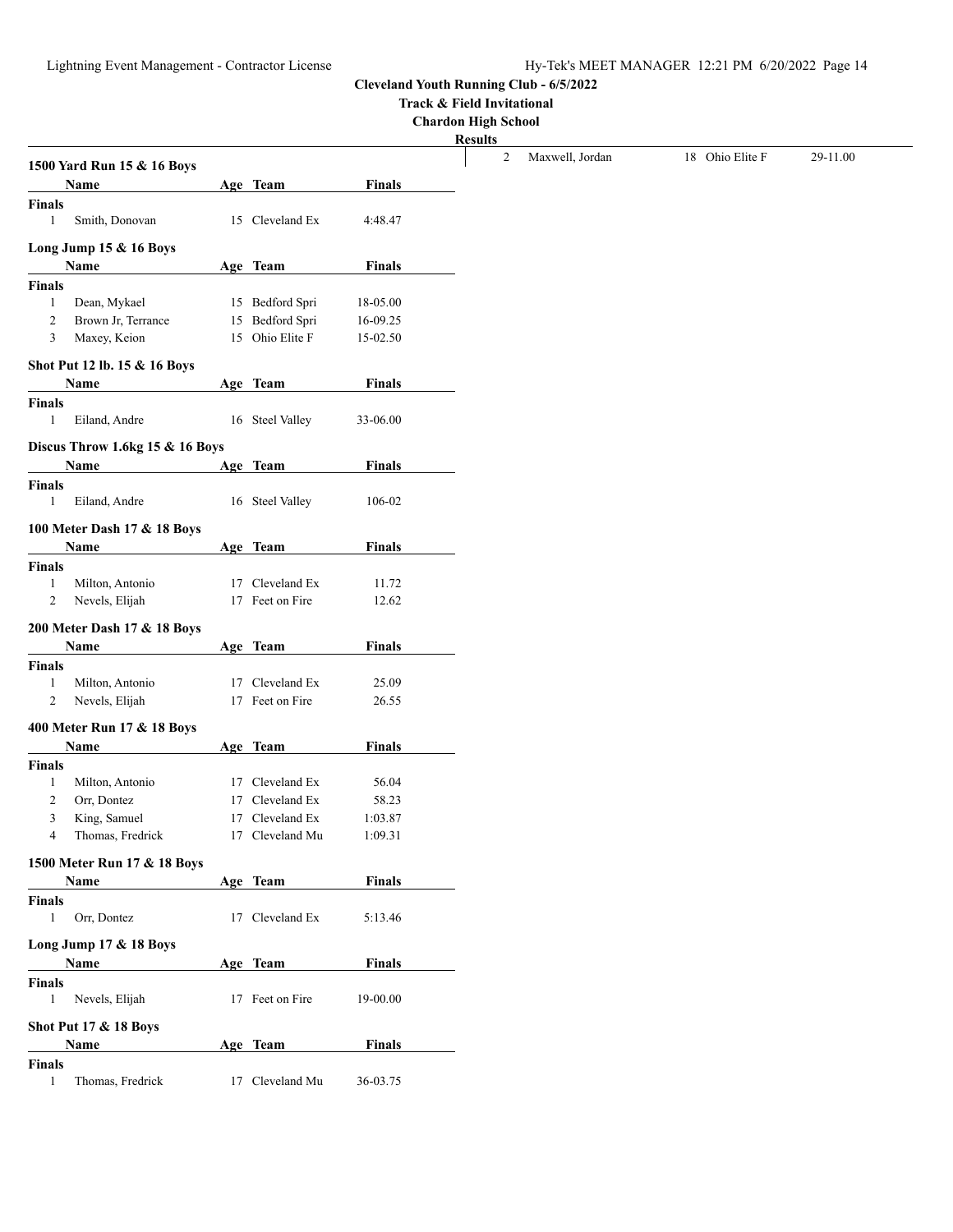Cleveland Youth Running Club - 6/5/2022

Track & Field Invitational

Chardon High School

Results

### 1500 Yard Run 15 & 16 Boys

| | Name | Age | Team | Finals |
|---|---|---|---|---|
| **Finals** | | | | |
| 1 | Smith, Donovan | 15 | Cleveland Ex | 4:48.47 |

### Long Jump 15 & 16 Boys

| | Name | Age | Team | Finals |
|---|---|---|---|---|
| **Finals** | | | | |
| 1 | Dean, Mykael | 15 | Bedford Spri | 18-05.00 |
| 2 | Brown Jr, Terrance | 15 | Bedford Spri | 16-09.25 |
| 3 | Maxey, Keion | 15 | Ohio Elite F | 15-02.50 |

### Shot Put 12 lb. 15 & 16 Boys

| | Name | Age | Team | Finals |
|---|---|---|---|---|
| **Finals** | | | | |
| 1 | Eiland, Andre | 16 | Steel Valley | 33-06.00 |

### Discus Throw 1.6kg 15 & 16 Boys

| | Name | Age | Team | Finals |
|---|---|---|---|---|
| **Finals** | | | | |
| 1 | Eiland, Andre | 16 | Steel Valley | 106-02 |

### 100 Meter Dash 17 & 18 Boys

| | Name | Age | Team | Finals |
|---|---|---|---|---|
| **Finals** | | | | |
| 1 | Milton, Antonio | 17 | Cleveland Ex | 11.72 |
| 2 | Nevels, Elijah | 17 | Feet on Fire | 12.62 |

### 200 Meter Dash 17 & 18 Boys

| | Name | Age | Team | Finals |
|---|---|---|---|---|
| **Finals** | | | | |
| 1 | Milton, Antonio | 17 | Cleveland Ex | 25.09 |
| 2 | Nevels, Elijah | 17 | Feet on Fire | 26.55 |

### 400 Meter Run 17 & 18 Boys

| | Name | Age | Team | Finals |
|---|---|---|---|---|
| **Finals** | | | | |
| 1 | Milton, Antonio | 17 | Cleveland Ex | 56.04 |
| 2 | Orr, Dontez | 17 | Cleveland Ex | 58.23 |
| 3 | King, Samuel | 17 | Cleveland Ex | 1:03.87 |
| 4 | Thomas, Fredrick | 17 | Cleveland Mu | 1:09.31 |

### 1500 Meter Run 17 & 18 Boys

| | Name | Age | Team | Finals |
|---|---|---|---|---|
| **Finals** | | | | |
| 1 | Orr, Dontez | 17 | Cleveland Ex | 5:13.46 |

### Long Jump 17 & 18 Boys

| | Name | Age | Team | Finals |
|---|---|---|---|---|
| **Finals** | | | | |
| 1 | Nevels, Elijah | 17 | Feet on Fire | 19-00.00 |

### Shot Put 17 & 18 Boys

| | Name | Age | Team | Finals |
|---|---|---|---|---|
| **Finals** | | | | |
| 1 | Thomas, Fredrick | 17 | Cleveland Mu | 36-03.75 |
| 2 | Maxwell, Jordan | 18 | Ohio Elite F | 29-11.00 |